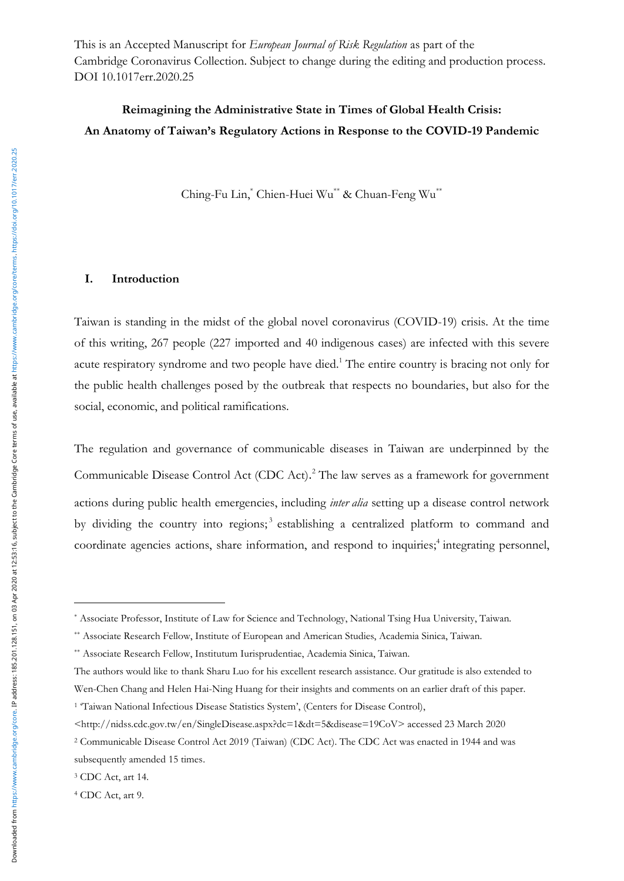This is an Accepted Manuscript for *European Journal of Risk Regulation* as part of the Cambridge Coronavirus Collection. Subject to change during the editing and production process. DOI 10.1017err.2020.25

# Reimagining the Administrative State in Times of Global Health Crisis: An Anatomy of Taiwan's Regulatory Actions in Response to the COVID-19 Pandemic

Ching-Fu Lin,[*] Chien-Huei Wu[**] & Chuan-Feng Wu[**]

## I. Introduction

Taiwan is standing in the midst of the global novel coronavirus (COVID-19) crisis. At the time of this writing, 267 people (227 imported and 40 indigenous cases) are infected with this severe acute respiratory syndrome and two people have died.[1] The entire country is bracing not only for the public health challenges posed by the outbreak that respects no boundaries, but also for the social, economic, and political ramifications.

The regulation and governance of communicable diseases in Taiwan are underpinned by the Communicable Disease Control Act (CDC Act).[2] The law serves as a framework for government actions during public health emergencies, including *inter alia* setting up a disease control network by dividing the country into regions;[3] establishing a centralized platform to command and coordinate agencies actions, share information, and respond to inquiries;[4] integrating personnel,

---

[*] Associate Professor, Institute of Law for Science and Technology, National Tsing Hua University, Taiwan.

[**] Associate Research Fellow, Institute of European and American Studies, Academia Sinica, Taiwan.

[**] Associate Research Fellow, Institutum Iurisprudentiae, Academia Sinica, Taiwan.

The authors would like to thank Sharu Luo for his excellent research assistance. Our gratitude is also extended to Wen-Chen Chang and Helen Hai-Ning Huang for their insights and comments on an earlier draft of this paper.

[1] 'Taiwan National Infectious Disease Statistics System', (Centers for Disease Control), <http://nidss.cdc.gov.tw/en/SingleDisease.aspx?dc=1&dt=5&disease=19CoV> accessed 23 March 2020

[2] Communicable Disease Control Act 2019 (Taiwan) (CDC Act). The CDC Act was enacted in 1944 and was subsequently amended 15 times.

[3] CDC Act, art 14.

[4] CDC Act, art 9.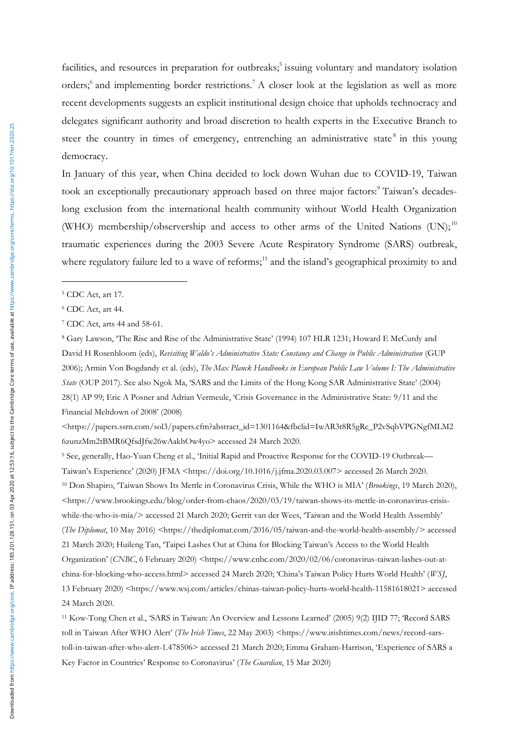facilities, and resources in preparation for outbreaks;[5] issuing voluntary and mandatory isolation orders;[6] and implementing border restrictions.[7] A closer look at the legislation as well as more recent developments suggests an explicit institutional design choice that upholds technocracy and delegates significant authority and broad discretion to health experts in the Executive Branch to steer the country in times of emergency, entrenching an administrative state[8] in this young democracy.

In January of this year, when China decided to lock down Wuhan due to COVID-19, Taiwan took an exceptionally precautionary approach based on three major factors:[9] Taiwan's decades-long exclusion from the international health community without World Health Organization (WHO) membership/observership and access to other arms of the United Nations (UN);[10] traumatic experiences during the 2003 Severe Acute Respiratory Syndrome (SARS) outbreak, where regulatory failure led to a wave of reforms;[11] and the island's geographical proximity to and

---

[5] CDC Act, art 17.

[6] CDC Act, art 44.

[7] CDC Act, arts 44 and 58-61.

[8] Gary Lawson, 'The Rise and Rise of the Administrative State' (1994) 107 HLR 1231; Howard E McCurdy and David H Rosenbloom (eds), *Revisiting Waldo's Administrative State: Constancy and Change in Public Administration* (GUP 2006); Armin Von Bogdandy et al. (eds), *The Max Planck Handbooks in European Public Law Volume I: The Administrative State* (OUP 2017). See also Ngok Ma, 'SARS and the Limits of the Hong Kong SAR Administrative State' (2004) 28(1) AP 99; Eric A Posner and Adrian Vermeule, 'Crisis Governance in the Administrative State: 9/11 and the Financial Meltdown of 2008' (2008) <https://papers.ssrn.com/sol3/papers.cfm?abstract_id=1301164&fbclid=IwAR3t8R5gRc_P2vSqbVPGNgfMLM26zunzMm2tBMR6QfsdJfw26wAakhOw4yo> accessed 24 March 2020.

[9] See, generally, Hao-Yuan Cheng et al., 'Initial Rapid and Proactive Response for the COVID-19 Outbreak—Taiwan's Experience' (2020) JFMA <https://doi.org/10.1016/j.jfma.2020.03.007> accessed 26 March 2020.

[10] Don Shapiro, 'Taiwan Shows Its Mettle in Coronavirus Crisis, While the WHO is MIA' (*Brookings*, 19 March 2020), <https://www.brookings.edu/blog/order-from-chaos/2020/03/19/taiwan-shows-its-mettle-in-coronavirus-crisis-while-the-who-is-mia/> accessed 21 March 2020; Gerrit van der Wees, 'Taiwan and the World Health Assembly' (*The Diplomat*, 10 May 2016) <https://thediplomat.com/2016/05/taiwan-and-the-world-health-assembly/> accessed 21 March 2020; Huileng Tan, 'Taipei Lashes Out at China for Blocking Taiwan's Access to the World Health Organization' (*CNBC*, 6 February 2020) <https://www.cnbc.com/2020/02/06/coronavirus-taiwan-lashes-out-at-china-for-blocking-who-access.html> accessed 24 March 2020; 'China's Taiwan Policy Hurts World Health' (*WSJ*, 13 February 2020) <https://www.wsj.com/articles/chinas-taiwan-policy-hurts-world-health-11581618021> accessed 24 March 2020.

[11] Kow-Tong Chen et al., 'SARS in Taiwan: An Overview and Lessons Learned' (2005) 9(2) IJID 77; 'Record SARS toll in Taiwan After WHO Alert' (*The Irish Times*, 22 May 2003) <https://www.irishtimes.com/news/record-sars-toll-in-taiwan-after-who-alert-1.478506> accessed 21 March 2020; Emma Graham-Harrison, 'Experience of SARS a Key Factor in Countries' Response to Coronavirus' (*The Guardian*, 15 Mar 2020)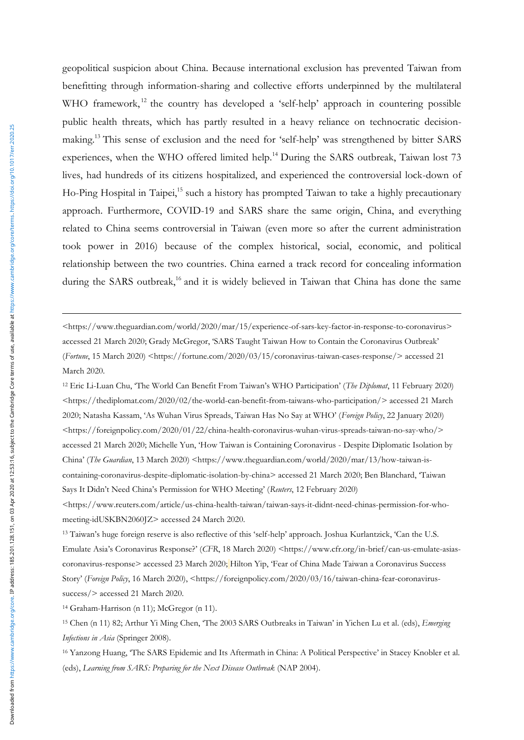geopolitical suspicion about China. Because international exclusion has prevented Taiwan from benefitting through information-sharing and collective efforts underpinned by the multilateral WHO framework,[12] the country has developed a 'self-help' approach in countering possible public health threats, which has partly resulted in a heavy reliance on technocratic decision-making.[13] This sense of exclusion and the need for 'self-help' was strengthened by bitter SARS experiences, when the WHO offered limited help.[14] During the SARS outbreak, Taiwan lost 73 lives, had hundreds of its citizens hospitalized, and experienced the controversial lock-down of Ho-Ping Hospital in Taipei,[15] such a history has prompted Taiwan to take a highly precautionary approach. Furthermore, COVID-19 and SARS share the same origin, China, and everything related to China seems controversial in Taiwan (even more so after the current administration took power in 2016) because of the complex historical, social, economic, and political relationship between the two countries. China earned a track record for concealing information during the SARS outbreak,[16] and it is widely believed in Taiwan that China has done the same

---

<https://www.theguardian.com/world/2020/mar/15/experience-of-sars-key-factor-in-response-to-coronavirus> accessed 21 March 2020; Grady McGregor, 'SARS Taught Taiwan How to Contain the Coronavirus Outbreak' (*Fortune*, 15 March 2020) <https://fortune.com/2020/03/15/coronavirus-taiwan-cases-response/> accessed 21 March 2020.

[12] Eric Li-Luan Chu, 'The World Can Benefit From Taiwan's WHO Participation' (*The Diplomat*, 11 February 2020) <https://thediplomat.com/2020/02/the-world-can-benefit-from-taiwans-who-participation/> accessed 21 March 2020; Natasha Kassam, 'As Wuhan Virus Spreads, Taiwan Has No Say at WHO' (*Foreign Policy*, 22 January 2020) <https://foreignpolicy.com/2020/01/22/china-health-coronavirus-wuhan-virus-spreads-taiwan-no-say-who/> accessed 21 March 2020; Michelle Yun, 'How Taiwan is Containing Coronavirus - Despite Diplomatic Isolation by China' (*The Guardian*, 13 March 2020) <https://www.theguardian.com/world/2020/mar/13/how-taiwan-is-containing-coronavirus-despite-diplomatic-isolation-by-china> accessed 21 March 2020; Ben Blanchard, 'Taiwan Says It Didn't Need China's Permission for WHO Meeting' (*Reuters*, 12 February 2020) <https://www.reuters.com/article/us-china-health-taiwan/taiwan-says-it-didnt-need-chinas-permission-for-who-meeting-idUSKBN2060JZ> accessed 24 March 2020.

[13] Taiwan's huge foreign reserve is also reflective of this 'self-help' approach. Joshua Kurlantzick, 'Can the U.S. Emulate Asia's Coronavirus Response?' (*CFR*, 18 March 2020) <https://www.cfr.org/in-brief/can-us-emulate-asias-coronavirus-response> accessed 23 March 2020; Hilton Yip, 'Fear of China Made Taiwan a Coronavirus Success Story' (*Foreign Policy*, 16 March 2020), <https://foreignpolicy.com/2020/03/16/taiwan-china-fear-coronavirus-success/> accessed 21 March 2020.

[14] Graham-Harrison (n 11); McGregor (n 11).

[15] Chen (n 11) 82; Arthur Yi Ming Chen, 'The 2003 SARS Outbreaks in Taiwan' in Yichen Lu et al. (eds), *Emerging Infections in Asia* (Springer 2008).

[16] Yanzong Huang, 'The SARS Epidemic and Its Aftermath in China: A Political Perspective' in Stacey Knobler et al. (eds), *Learning from SARS: Preparing for the Next Disease Outbreak* (NAP 2004).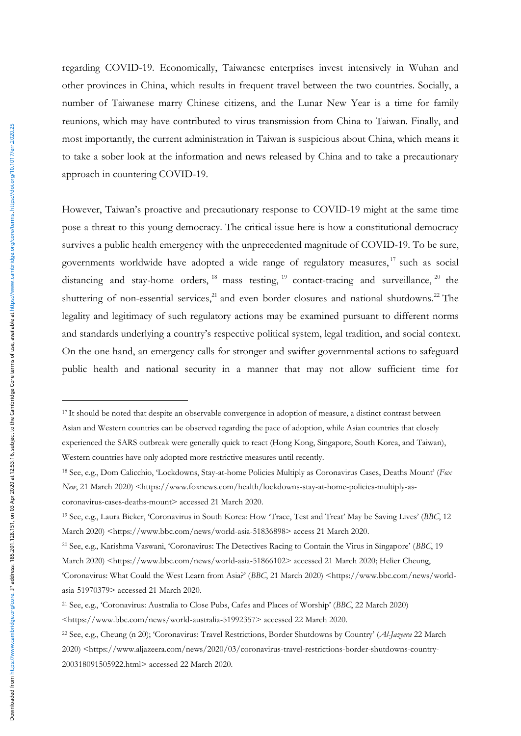regarding COVID-19. Economically, Taiwanese enterprises invest intensively in Wuhan and other provinces in China, which results in frequent travel between the two countries. Socially, a number of Taiwanese marry Chinese citizens, and the Lunar New Year is a time for family reunions, which may have contributed to virus transmission from China to Taiwan. Finally, and most importantly, the current administration in Taiwan is suspicious about China, which means it to take a sober look at the information and news released by China and to take a precautionary approach in countering COVID-19.

However, Taiwan's proactive and precautionary response to COVID-19 might at the same time pose a threat to this young democracy. The critical issue here is how a constitutional democracy survives a public health emergency with the unprecedented magnitude of COVID-19. To be sure, governments worldwide have adopted a wide range of regulatory measures,[17] such as social distancing and stay-home orders,[18] mass testing,[19] contact-tracing and surveillance,[20] the shuttering of non-essential services,[21] and even border closures and national shutdowns.[22] The legality and legitimacy of such regulatory actions may be examined pursuant to different norms and standards underlying a country's respective political system, legal tradition, and social context. On the one hand, an emergency calls for stronger and swifter governmental actions to safeguard public health and national security in a manner that may not allow sufficient time for

---

[17] It should be noted that despite an observable convergence in adoption of measure, a distinct contrast between Asian and Western countries can be observed regarding the pace of adoption, while Asian countries that closely experienced the SARS outbreak were generally quick to react (Hong Kong, Singapore, South Korea, and Taiwan), Western countries have only adopted more restrictive measures until recently.

[18] See, e.g., Dom Calicchio, 'Lockdowns, Stay-at-home Policies Multiply as Coronavirus Cases, Deaths Mount' (*Fox New*, 21 March 2020) <https://www.foxnews.com/health/lockdowns-stay-at-home-policies-multiply-as-coronavirus-cases-deaths-mount> accessed 21 March 2020.

[19] See, e.g., Laura Bicker, 'Coronavirus in South Korea: How 'Trace, Test and Treat' May be Saving Lives' (*BBC*, 12 March 2020) <https://www.bbc.com/news/world-asia-51836898> access 21 March 2020.

[20] See, e.g., Karishma Vaswani, 'Coronavirus: The Detectives Racing to Contain the Virus in Singapore' (*BBC*, 19 March 2020) <https://www.bbc.com/news/world-asia-51866102> accessed 21 March 2020; Helier Cheung, 'Coronavirus: What Could the West Learn from Asia?' (*BBC*, 21 March 2020) <https://www.bbc.com/news/world-asia-51970379> accessed 21 March 2020.

[21] See, e.g., 'Coronavirus: Australia to Close Pubs, Cafes and Places of Worship' (*BBC*, 22 March 2020) <https://www.bbc.com/news/world-australia-51992357> accessed 22 March 2020.

[22] See, e.g., Cheung (n 20); 'Coronavirus: Travel Restrictions, Border Shutdowns by Country' (*Al-Jazeera* 22 March 2020) <https://www.aljazeera.com/news/2020/03/coronavirus-travel-restrictions-border-shutdowns-country-200318091505922.html> accessed 22 March 2020.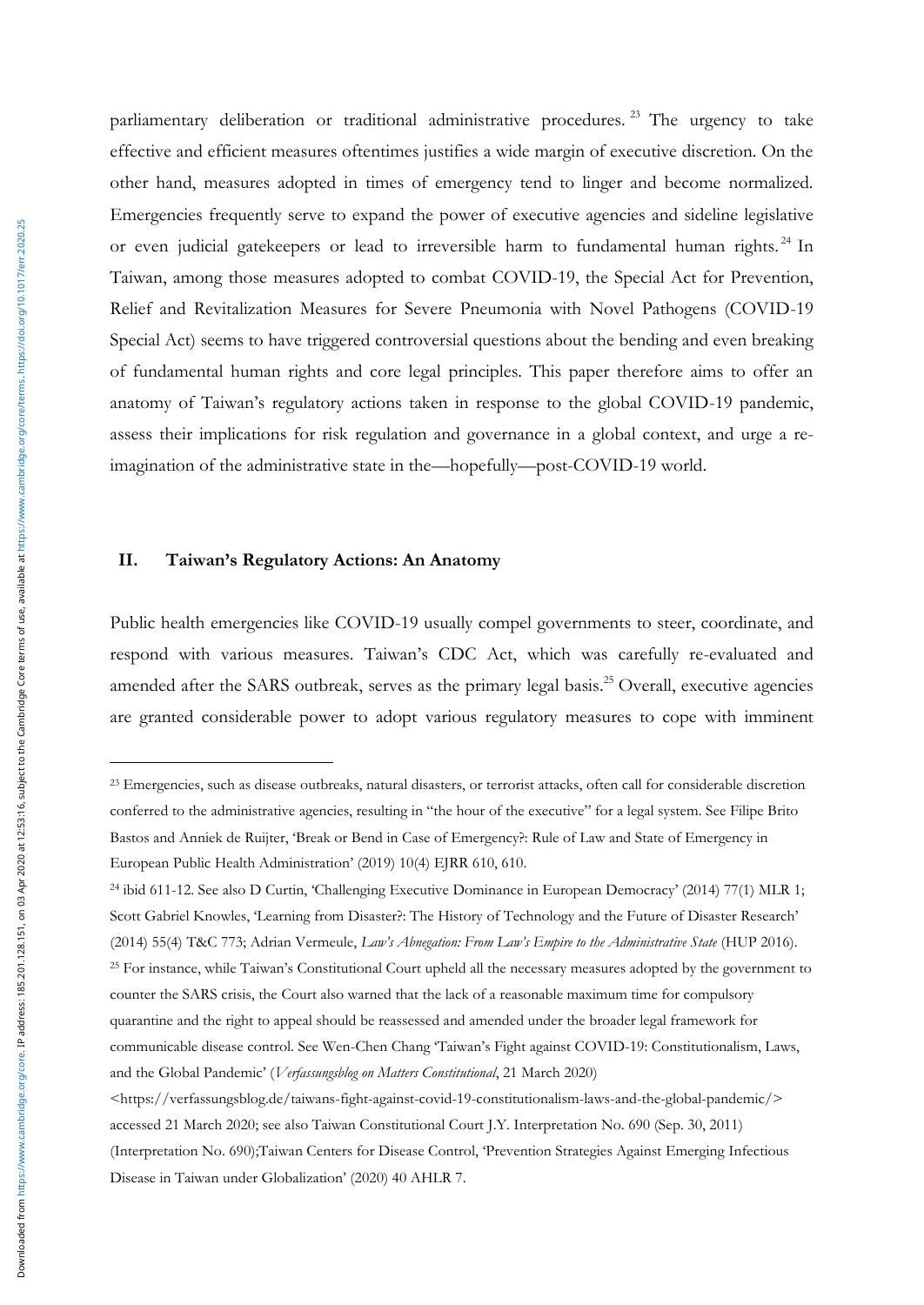parliamentary deliberation or traditional administrative procedures.[23] The urgency to take effective and efficient measures oftentimes justifies a wide margin of executive discretion. On the other hand, measures adopted in times of emergency tend to linger and become normalized. Emergencies frequently serve to expand the power of executive agencies and sideline legislative or even judicial gatekeepers or lead to irreversible harm to fundamental human rights.[24] In Taiwan, among those measures adopted to combat COVID-19, the Special Act for Prevention, Relief and Revitalization Measures for Severe Pneumonia with Novel Pathogens (COVID-19 Special Act) seems to have triggered controversial questions about the bending and even breaking of fundamental human rights and core legal principles. This paper therefore aims to offer an anatomy of Taiwan's regulatory actions taken in response to the global COVID-19 pandemic, assess their implications for risk regulation and governance in a global context, and urge a re-imagination of the administrative state in the—hopefully—post-COVID-19 world.

## II. Taiwan's Regulatory Actions: An Anatomy

Public health emergencies like COVID-19 usually compel governments to steer, coordinate, and respond with various measures. Taiwan's CDC Act, which was carefully re-evaluated and amended after the SARS outbreak, serves as the primary legal basis.[25] Overall, executive agencies are granted considerable power to adopt various regulatory measures to cope with imminent

---

[23] Emergencies, such as disease outbreaks, natural disasters, or terrorist attacks, often call for considerable discretion conferred to the administrative agencies, resulting in "the hour of the executive" for a legal system. See Filipe Brito Bastos and Anniek de Ruijter, 'Break or Bend in Case of Emergency?: Rule of Law and State of Emergency in European Public Health Administration' (2019) 10(4) EJRR 610, 610.

[24] ibid 611-12. See also D Curtin, 'Challenging Executive Dominance in European Democracy' (2014) 77(1) MLR 1; Scott Gabriel Knowles, 'Learning from Disaster?: The History of Technology and the Future of Disaster Research' (2014) 55(4) T&C 773; Adrian Vermeule, *Law's Abnegation: From Law's Empire to the Administrative State* (HUP 2016).

[25] For instance, while Taiwan's Constitutional Court upheld all the necessary measures adopted by the government to counter the SARS crisis, the Court also warned that the lack of a reasonable maximum time for compulsory quarantine and the right to appeal should be reassessed and amended under the broader legal framework for communicable disease control. See Wen-Chen Chang 'Taiwan's Fight against COVID-19: Constitutionalism, Laws, and the Global Pandemic' (*Verfassungsblog on Matters Constitutional*, 21 March 2020) <https://verfassungsblog.de/taiwans-fight-against-covid-19-constitutionalism-laws-and-the-global-pandemic/> accessed 21 March 2020; see also Taiwan Constitutional Court J.Y. Interpretation No. 690 (Sep. 30, 2011) (Interpretation No. 690);Taiwan Centers for Disease Control, 'Prevention Strategies Against Emerging Infectious Disease in Taiwan under Globalization' (2020) 40 AHLR 7.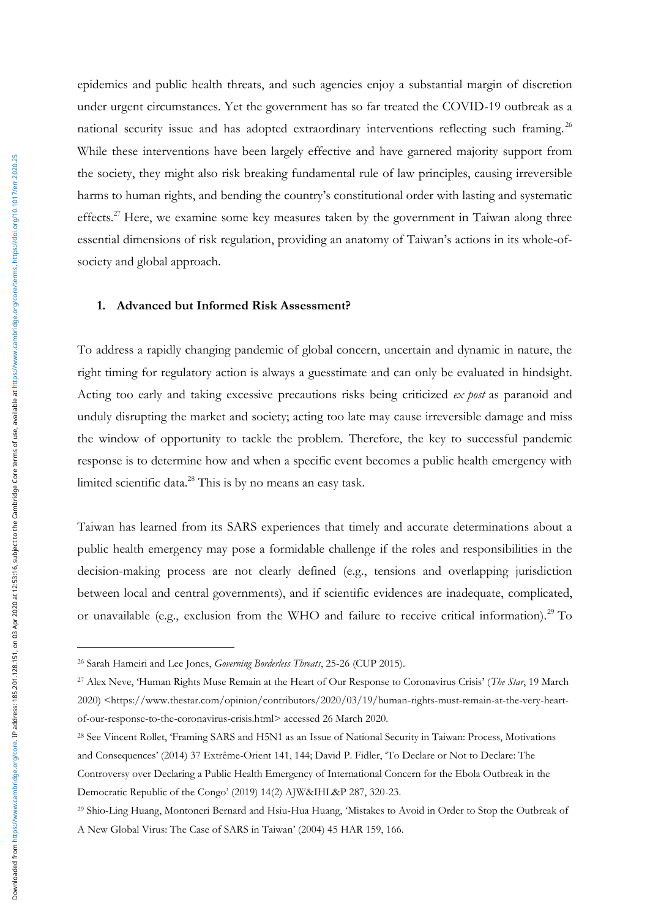epidemics and public health threats, and such agencies enjoy a substantial margin of discretion under urgent circumstances. Yet the government has so far treated the COVID-19 outbreak as a national security issue and has adopted extraordinary interventions reflecting such framing.[26] While these interventions have been largely effective and have garnered majority support from the society, they might also risk breaking fundamental rule of law principles, causing irreversible harms to human rights, and bending the country's constitutional order with lasting and systematic effects.[27] Here, we examine some key measures taken by the government in Taiwan along three essential dimensions of risk regulation, providing an anatomy of Taiwan's actions in its whole-of-society and global approach.

#### 1. Advanced but Informed Risk Assessment?

To address a rapidly changing pandemic of global concern, uncertain and dynamic in nature, the right timing for regulatory action is always a guesstimate and can only be evaluated in hindsight. Acting too early and taking excessive precautions risks being criticized *ex post* as paranoid and unduly disrupting the market and society; acting too late may cause irreversible damage and miss the window of opportunity to tackle the problem. Therefore, the key to successful pandemic response is to determine how and when a specific event becomes a public health emergency with limited scientific data.[28] This is by no means an easy task.

Taiwan has learned from its SARS experiences that timely and accurate determinations about a public health emergency may pose a formidable challenge if the roles and responsibilities in the decision-making process are not clearly defined (e.g., tensions and overlapping jurisdiction between local and central governments), and if scientific evidences are inadequate, complicated, or unavailable (e.g., exclusion from the WHO and failure to receive critical information).[29] To

---

[26] Sarah Hameiri and Lee Jones, *Governing Borderless Threats*, 25-26 (CUP 2015).

[27] Alex Neve, 'Human Rights Muse Remain at the Heart of Our Response to Coronavirus Crisis' (*The Star*, 19 March 2020) <https://www.thestar.com/opinion/contributors/2020/03/19/human-rights-must-remain-at-the-very-heart-of-our-response-to-the-coronavirus-crisis.html> accessed 26 March 2020.

[28] See Vincent Rollet, 'Framing SARS and H5N1 as an Issue of National Security in Taiwan: Process, Motivations and Consequences' (2014) 37 Extrême-Orient 141, 144; David P. Fidler, 'To Declare or Not to Declare: The Controversy over Declaring a Public Health Emergency of International Concern for the Ebola Outbreak in the Democratic Republic of the Congo' (2019) 14(2) AJW&IHL&P 287, 320-23.

[29] Shio-Ling Huang, Montoneri Bernard and Hsiu-Hua Huang, 'Mistakes to Avoid in Order to Stop the Outbreak of A New Global Virus: The Case of SARS in Taiwan' (2004) 45 HAR 159, 166.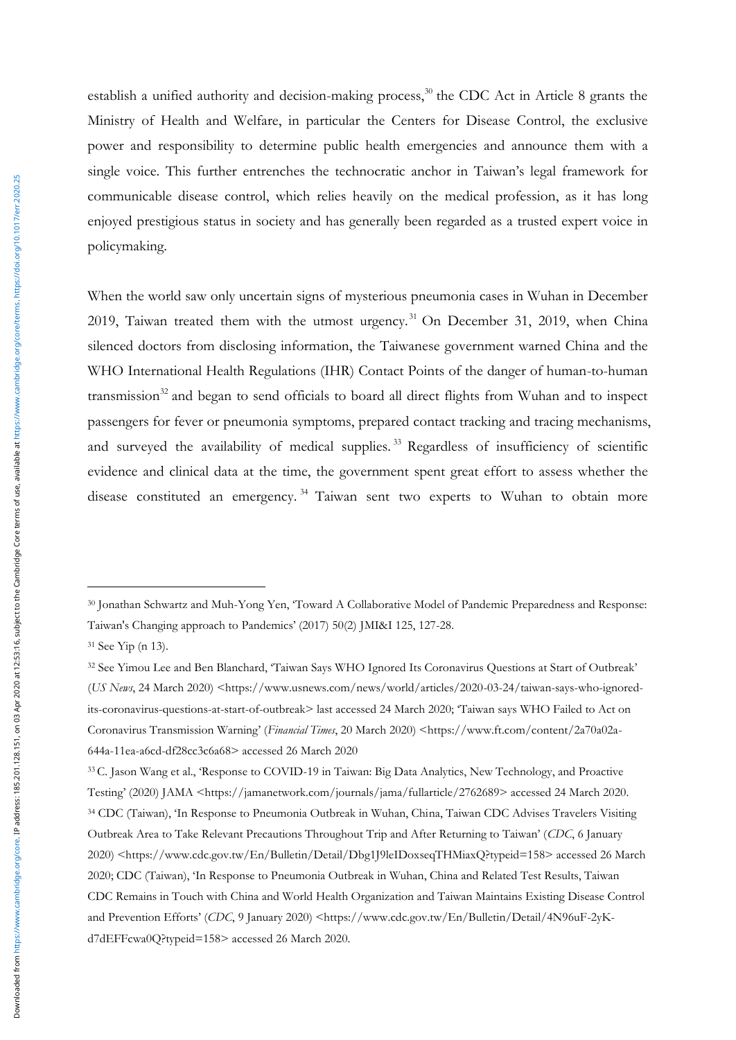establish a unified authority and decision-making process,[30] the CDC Act in Article 8 grants the Ministry of Health and Welfare, in particular the Centers for Disease Control, the exclusive power and responsibility to determine public health emergencies and announce them with a single voice. This further entrenches the technocratic anchor in Taiwan's legal framework for communicable disease control, which relies heavily on the medical profession, as it has long enjoyed prestigious status in society and has generally been regarded as a trusted expert voice in policymaking.

When the world saw only uncertain signs of mysterious pneumonia cases in Wuhan in December 2019, Taiwan treated them with the utmost urgency.[31] On December 31, 2019, when China silenced doctors from disclosing information, the Taiwanese government warned China and the WHO International Health Regulations (IHR) Contact Points of the danger of human-to-human transmission[32] and began to send officials to board all direct flights from Wuhan and to inspect passengers for fever or pneumonia symptoms, prepared contact tracking and tracing mechanisms, and surveyed the availability of medical supplies.[33] Regardless of insufficiency of scientific evidence and clinical data at the time, the government spent great effort to assess whether the disease constituted an emergency.[34] Taiwan sent two experts to Wuhan to obtain more

---

[30] Jonathan Schwartz and Muh-Yong Yen, 'Toward A Collaborative Model of Pandemic Preparedness and Response: Taiwan's Changing approach to Pandemics' (2017) 50(2) JMI&I 125, 127-28.

[31] See Yip (n 13).

[32] See Yimou Lee and Ben Blanchard, 'Taiwan Says WHO Ignored Its Coronavirus Questions at Start of Outbreak' (*US News*, 24 March 2020) <https://www.usnews.com/news/world/articles/2020-03-24/taiwan-says-who-ignored-its-coronavirus-questions-at-start-of-outbreak> last accessed 24 March 2020; 'Taiwan says WHO Failed to Act on Coronavirus Transmission Warning' (*Financial Times*, 20 March 2020) <https://www.ft.com/content/2a70a02a-644a-11ea-a6cd-df28cc3c6a68> accessed 26 March 2020

[33] C. Jason Wang et al., 'Response to COVID-19 in Taiwan: Big Data Analytics, New Technology, and Proactive Testing' (2020) JAMA <https://jamanetwork.com/journals/jama/fullarticle/2762689> accessed 24 March 2020.

[34] CDC (Taiwan), 'In Response to Pneumonia Outbreak in Wuhan, China, Taiwan CDC Advises Travelers Visiting Outbreak Area to Take Relevant Precautions Throughout Trip and After Returning to Taiwan' (*CDC*, 6 January 2020) <https://www.cdc.gov.tw/En/Bulletin/Detail/Dbg1J9leIDoxseqTHMiaxQ?typeid=158> accessed 26 March 2020; CDC (Taiwan), 'In Response to Pneumonia Outbreak in Wuhan, China and Related Test Results, Taiwan CDC Remains in Touch with China and World Health Organization and Taiwan Maintains Existing Disease Control and Prevention Efforts' (*CDC*, 9 January 2020) <https://www.cdc.gov.tw/En/Bulletin/Detail/4N96uF-2yK-d7dEFFcwa0Q?typeid=158> accessed 26 March 2020.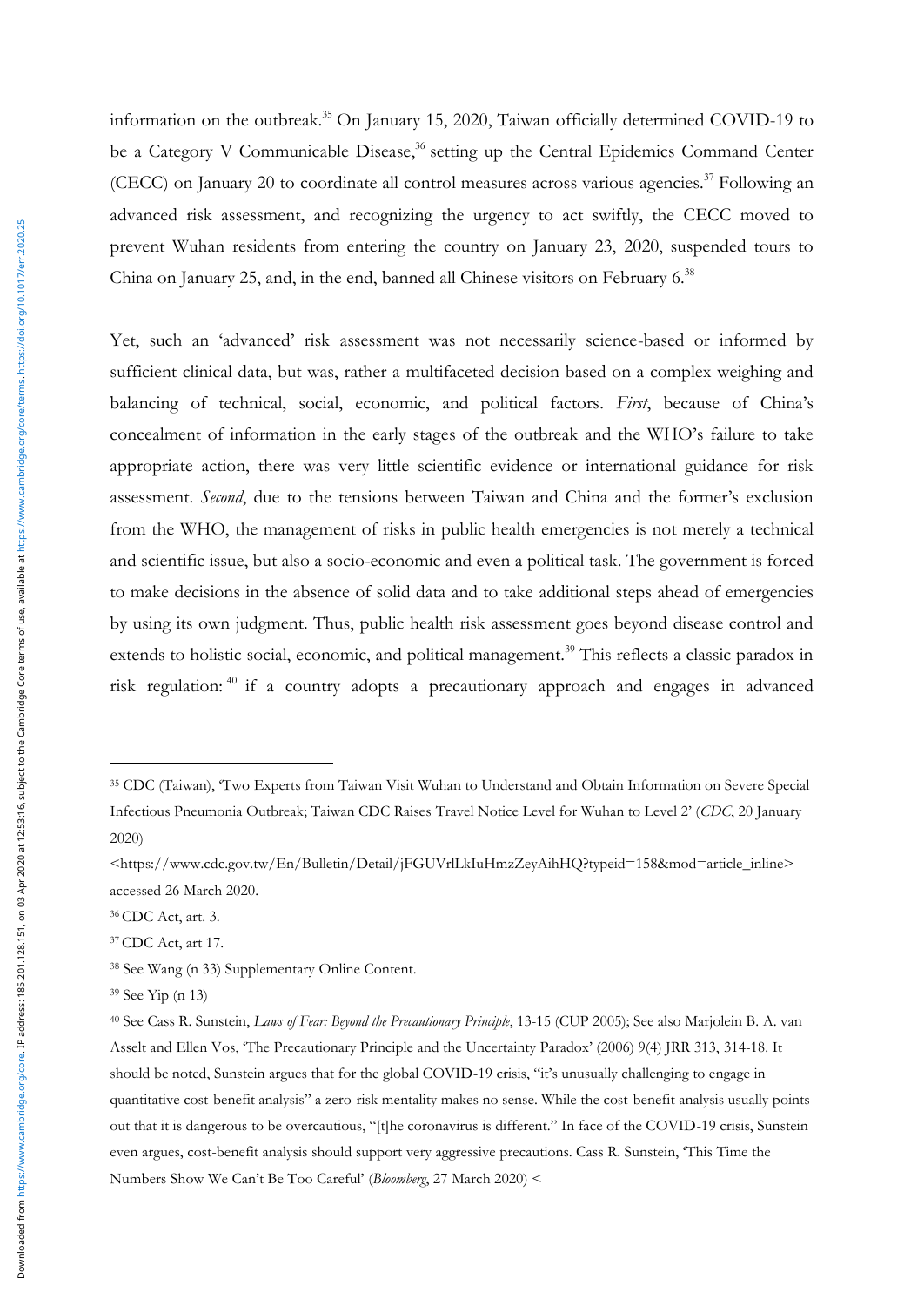information on the outbreak.[35] On January 15, 2020, Taiwan officially determined COVID-19 to be a Category V Communicable Disease,[36] setting up the Central Epidemics Command Center (CECC) on January 20 to coordinate all control measures across various agencies.[37] Following an advanced risk assessment, and recognizing the urgency to act swiftly, the CECC moved to prevent Wuhan residents from entering the country on January 23, 2020, suspended tours to China on January 25, and, in the end, banned all Chinese visitors on February 6.[38]

Yet, such an 'advanced' risk assessment was not necessarily science-based or informed by sufficient clinical data, but was, rather a multifaceted decision based on a complex weighing and balancing of technical, social, economic, and political factors. *First*, because of China's concealment of information in the early stages of the outbreak and the WHO's failure to take appropriate action, there was very little scientific evidence or international guidance for risk assessment. *Second*, due to the tensions between Taiwan and China and the former's exclusion from the WHO, the management of risks in public health emergencies is not merely a technical and scientific issue, but also a socio-economic and even a political task. The government is forced to make decisions in the absence of solid data and to take additional steps ahead of emergencies by using its own judgment. Thus, public health risk assessment goes beyond disease control and extends to holistic social, economic, and political management.[39] This reflects a classic paradox in risk regulation:[40] if a country adopts a precautionary approach and engages in advanced

---

[35] CDC (Taiwan), 'Two Experts from Taiwan Visit Wuhan to Understand and Obtain Information on Severe Special Infectious Pneumonia Outbreak; Taiwan CDC Raises Travel Notice Level for Wuhan to Level 2' (*CDC*, 20 January 2020) <https://www.cdc.gov.tw/En/Bulletin/Detail/jFGUVrlLkIuHmzZeyAihHQ?typeid=158&mod=article_inline> accessed 26 March 2020.

[36] CDC Act, art. 3.

[37] CDC Act, art 17.

[38] See Wang (n 33) Supplementary Online Content.

[39] See Yip (n 13)

[40] See Cass R. Sunstein, *Laws of Fear: Beyond the Precautionary Principle*, 13-15 (CUP 2005); See also Marjolein B. A. van Asselt and Ellen Vos, 'The Precautionary Principle and the Uncertainty Paradox' (2006) 9(4) JRR 313, 314-18. It should be noted, Sunstein argues that for the global COVID-19 crisis, "it's unusually challenging to engage in quantitative cost-benefit analysis" a zero-risk mentality makes no sense. While the cost-benefit analysis usually points out that it is dangerous to be overcautious, "[t]he coronavirus is different." In face of the COVID-19 crisis, Sunstein even argues, cost-benefit analysis should support very aggressive precautions. Cass R. Sunstein, 'This Time the Numbers Show We Can't Be Too Careful' (*Bloomberg*, 27 March 2020) <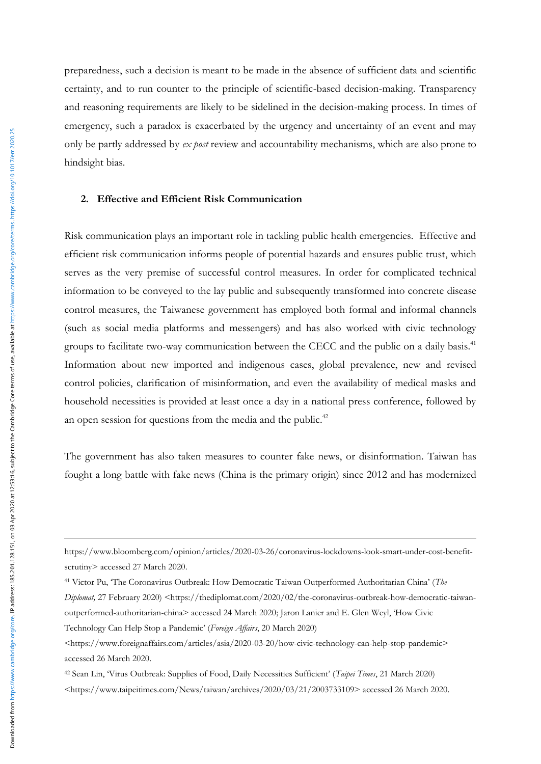preparedness, such a decision is meant to be made in the absence of sufficient data and scientific certainty, and to run counter to the principle of scientific-based decision-making. Transparency and reasoning requirements are likely to be sidelined in the decision-making process. In times of emergency, such a paradox is exacerbated by the urgency and uncertainty of an event and may only be partly addressed by *ex post* review and accountability mechanisms, which are also prone to hindsight bias.

### 2. Effective and Efficient Risk Communication

Risk communication plays an important role in tackling public health emergencies. Effective and efficient risk communication informs people of potential hazards and ensures public trust, which serves as the very premise of successful control measures. In order for complicated technical information to be conveyed to the lay public and subsequently transformed into concrete disease control measures, the Taiwanese government has employed both formal and informal channels (such as social media platforms and messengers) and has also worked with civic technology groups to facilitate two-way communication between the CECC and the public on a daily basis.[41] Information about new imported and indigenous cases, global prevalence, new and revised control policies, clarification of misinformation, and even the availability of medical masks and household necessities is provided at least once a day in a national press conference, followed by an open session for questions from the media and the public.[42]

The government has also taken measures to counter fake news, or disinformation. Taiwan has fought a long battle with fake news (China is the primary origin) since 2012 and has modernized

---

https://www.bloomberg.com/opinion/articles/2020-03-26/coronavirus-lockdowns-look-smart-under-cost-benefit-scrutiny> accessed 27 March 2020.

[41] Victor Pu, 'The Coronavirus Outbreak: How Democratic Taiwan Outperformed Authoritarian China' (*The Diplomat,* 27 February 2020) <https://thediplomat.com/2020/02/the-coronavirus-outbreak-how-democratic-taiwan-outperformed-authoritarian-china> accessed 24 March 2020; Jaron Lanier and E. Glen Weyl, 'How Civic Technology Can Help Stop a Pandemic' (*Foreign Affairs*, 20 March 2020) <https://www.foreignaffairs.com/articles/asia/2020-03-20/how-civic-technology-can-help-stop-pandemic> accessed 26 March 2020.

[42] Sean Lin, 'Virus Outbreak: Supplies of Food, Daily Necessities Sufficient' (*Taipei Times*, 21 March 2020) <https://www.taipeitimes.com/News/taiwan/archives/2020/03/21/2003733109> accessed 26 March 2020.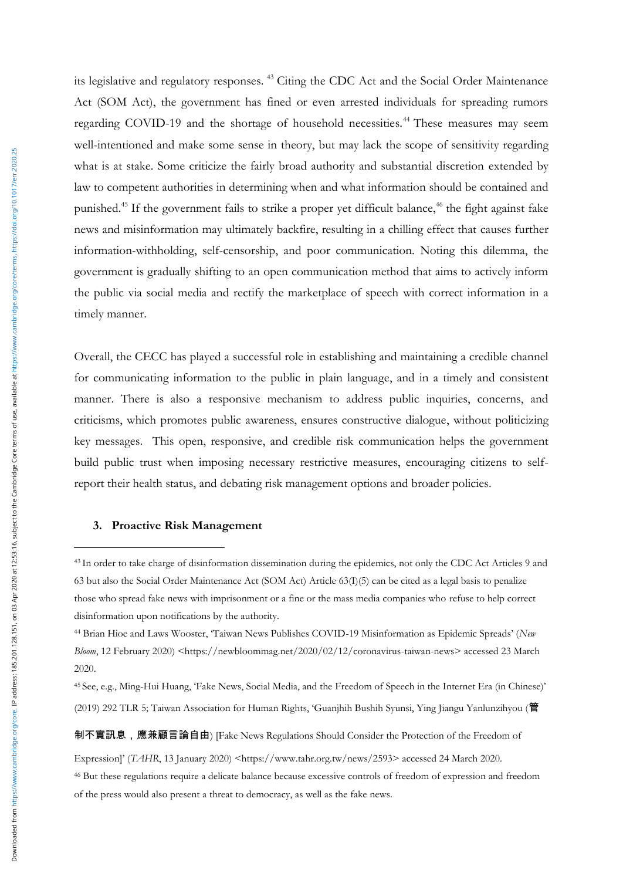its legislative and regulatory responses. [43] Citing the CDC Act and the Social Order Maintenance Act (SOM Act), the government has fined or even arrested individuals for spreading rumors regarding COVID-19 and the shortage of household necessities.[44] These measures may seem well-intentioned and make some sense in theory, but may lack the scope of sensitivity regarding what is at stake. Some criticize the fairly broad authority and substantial discretion extended by law to competent authorities in determining when and what information should be contained and punished.[45] If the government fails to strike a proper yet difficult balance,[46] the fight against fake news and misinformation may ultimately backfire, resulting in a chilling effect that causes further information-withholding, self-censorship, and poor communication. Noting this dilemma, the government is gradually shifting to an open communication method that aims to actively inform the public via social media and rectify the marketplace of speech with correct information in a timely manner.

Overall, the CECC has played a successful role in establishing and maintaining a credible channel for communicating information to the public in plain language, and in a timely and consistent manner. There is also a responsive mechanism to address public inquiries, concerns, and criticisms, which promotes public awareness, ensures constructive dialogue, without politicizing key messages. This open, responsive, and credible risk communication helps the government build public trust when imposing necessary restrictive measures, encouraging citizens to self-report their health status, and debating risk management options and broader policies.

### 3. Proactive Risk Management

---

[43] In order to take charge of disinformation dissemination during the epidemics, not only the CDC Act Articles 9 and 63 but also the Social Order Maintenance Act (SOM Act) Article 63(I)(5) can be cited as a legal basis to penalize those who spread fake news with imprisonment or a fine or the mass media companies who refuse to help correct disinformation upon notifications by the authority.

[44] Brian Hioe and Laws Wooster, 'Taiwan News Publishes COVID-19 Misinformation as Epidemic Spreads' (*New Bloom*, 12 February 2020) <https://newbloommag.net/2020/02/12/coronavirus-taiwan-news> accessed 23 March 2020.

[45] See, e.g., Ming-Hui Huang, 'Fake News, Social Media, and the Freedom of Speech in the Internet Era (in Chinese)' (2019) 292 TLR 5; Taiwan Association for Human Rights, 'Guanjhih Bushih Syunsi, Ying Jiangu Yanlunzihyou (**管制不實訊息，應兼顧言論自由**) [Fake News Regulations Should Consider the Protection of the Freedom of Expression]' (*TAHR*, 13 January 2020) <https://www.tahr.org.tw/news/2593> accessed 24 March 2020.

[46] But these regulations require a delicate balance because excessive controls of freedom of expression and freedom of the press would also present a threat to democracy, as well as the fake news.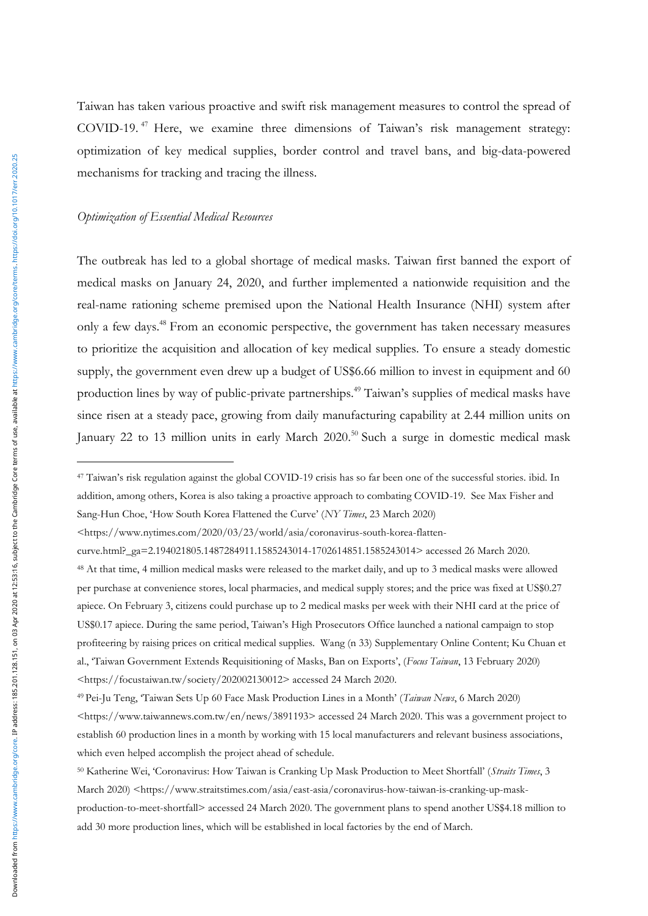Taiwan has taken various proactive and swift risk management measures to control the spread of COVID-19.[47] Here, we examine three dimensions of Taiwan's risk management strategy: optimization of key medical supplies, border control and travel bans, and big-data-powered mechanisms for tracking and tracing the illness.

*Optimization of Essential Medical Resources*

The outbreak has led to a global shortage of medical masks. Taiwan first banned the export of medical masks on January 24, 2020, and further implemented a nationwide requisition and the real-name rationing scheme premised upon the National Health Insurance (NHI) system after only a few days.[48] From an economic perspective, the government has taken necessary measures to prioritize the acquisition and allocation of key medical supplies. To ensure a steady domestic supply, the government even drew up a budget of US$6.66 million to invest in equipment and 60 production lines by way of public-private partnerships.[49] Taiwan's supplies of medical masks have since risen at a steady pace, growing from daily manufacturing capability at 2.44 million units on January 22 to 13 million units in early March 2020.[50] Such a surge in domestic medical mask

---

[47] Taiwan's risk regulation against the global COVID-19 crisis has so far been one of the successful stories. ibid. In addition, among others, Korea is also taking a proactive approach to combating COVID-19. See Max Fisher and Sang-Hun Choe, 'How South Korea Flattened the Curve' (*NY Times*, 23 March 2020) <https://www.nytimes.com/2020/03/23/world/asia/coronavirus-south-korea-flatten-curve.html?_ga=2.194021805.1487284911.1585243014-1702614851.1585243014> accessed 26 March 2020.

[48] At that time, 4 million medical masks were released to the market daily, and up to 3 medical masks were allowed per purchase at convenience stores, local pharmacies, and medical supply stores; and the price was fixed at US$0.27 apiece. On February 3, citizens could purchase up to 2 medical masks per week with their NHI card at the price of US$0.17 apiece. During the same period, Taiwan's High Prosecutors Office launched a national campaign to stop profiteering by raising prices on critical medical supplies. Wang (n 33) Supplementary Online Content; Ku Chuan et al., 'Taiwan Government Extends Requisitioning of Masks, Ban on Exports', (*Focus Taiwan*, 13 February 2020) <https://focustaiwan.tw/society/202002130012> accessed 24 March 2020.

[49] Pei-Ju Teng, 'Taiwan Sets Up 60 Face Mask Production Lines in a Month' (*Taiwan News*, 6 March 2020) <https://www.taiwannews.com.tw/en/news/3891193> accessed 24 March 2020. This was a government project to establish 60 production lines in a month by working with 15 local manufacturers and relevant business associations, which even helped accomplish the project ahead of schedule.

[50] Katherine Wei, 'Coronavirus: How Taiwan is Cranking Up Mask Production to Meet Shortfall' (*Straits Times*, 3 March 2020) <https://www.straitstimes.com/asia/east-asia/coronavirus-how-taiwan-is-cranking-up-mask-production-to-meet-shortfall> accessed 24 March 2020. The government plans to spend another US$4.18 million to add 30 more production lines, which will be established in local factories by the end of March.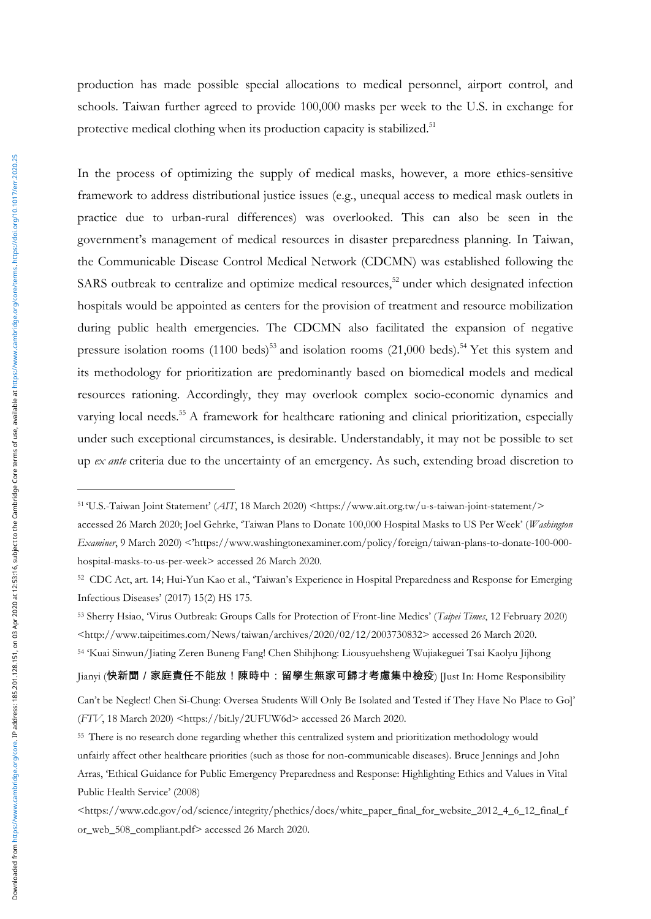production has made possible special allocations to medical personnel, airport control, and schools. Taiwan further agreed to provide 100,000 masks per week to the U.S. in exchange for protective medical clothing when its production capacity is stabilized.[51]

In the process of optimizing the supply of medical masks, however, a more ethics-sensitive framework to address distributional justice issues (e.g., unequal access to medical mask outlets in practice due to urban-rural differences) was overlooked. This can also be seen in the government's management of medical resources in disaster preparedness planning. In Taiwan, the Communicable Disease Control Medical Network (CDCMN) was established following the SARS outbreak to centralize and optimize medical resources,[52] under which designated infection hospitals would be appointed as centers for the provision of treatment and resource mobilization during public health emergencies. The CDCMN also facilitated the expansion of negative pressure isolation rooms (1100 beds)[53] and isolation rooms (21,000 beds).[54] Yet this system and its methodology for prioritization are predominantly based on biomedical models and medical resources rationing. Accordingly, they may overlook complex socio-economic dynamics and varying local needs.[55] A framework for healthcare rationing and clinical prioritization, especially under such exceptional circumstances, is desirable. Understandably, it may not be possible to set up *ex ante* criteria due to the uncertainty of an emergency. As such, extending broad discretion to

---

[51] 'U.S.-Taiwan Joint Statement' (*AIT*, 18 March 2020) <https://www.ait.org.tw/u-s-taiwan-joint-statement/> accessed 26 March 2020; Joel Gehrke, 'Taiwan Plans to Donate 100,000 Hospital Masks to US Per Week' (*Washington Examiner*, 9 March 2020) <'https://www.washingtonexaminer.com/policy/foreign/taiwan-plans-to-donate-100-000-hospital-masks-to-us-per-week> accessed 26 March 2020.

[52] CDC Act, art. 14; Hui-Yun Kao et al., 'Taiwan's Experience in Hospital Preparedness and Response for Emerging Infectious Diseases' (2017) 15(2) HS 175.

[53] Sherry Hsiao, 'Virus Outbreak: Groups Calls for Protection of Front-line Medics' (*Taipei Times*, 12 February 2020) <http://www.taipeitimes.com/News/taiwan/archives/2020/02/12/2003730832> accessed 26 March 2020.

[54] 'Kuai Sinwun/Jiating Zeren Buneng Fang! Chen Shihjhong: Liousyuehsheng Wujiakeguei Tsai Kaolyu Jijhong Jianyi (快新聞／家庭責任不能放！陳時中：留學生無家可歸才考慮集中檢疫) [Just In: Home Responsibility Can't be Neglect! Chen Si-Chung: Oversea Students Will Only Be Isolated and Tested if They Have No Place to Go]' (*FTV*, 18 March 2020) <https://bit.ly/2UFUW6d> accessed 26 March 2020.

[55] There is no research done regarding whether this centralized system and prioritization methodology would unfairly affect other healthcare priorities (such as those for non-communicable diseases). Bruce Jennings and John Arras, 'Ethical Guidance for Public Emergency Preparedness and Response: Highlighting Ethics and Values in Vital Public Health Service' (2008) <https://www.cdc.gov/od/science/integrity/phethics/docs/white_paper_final_for_website_2012_4_6_12_final_for_web_508_compliant.pdf> accessed 26 March 2020.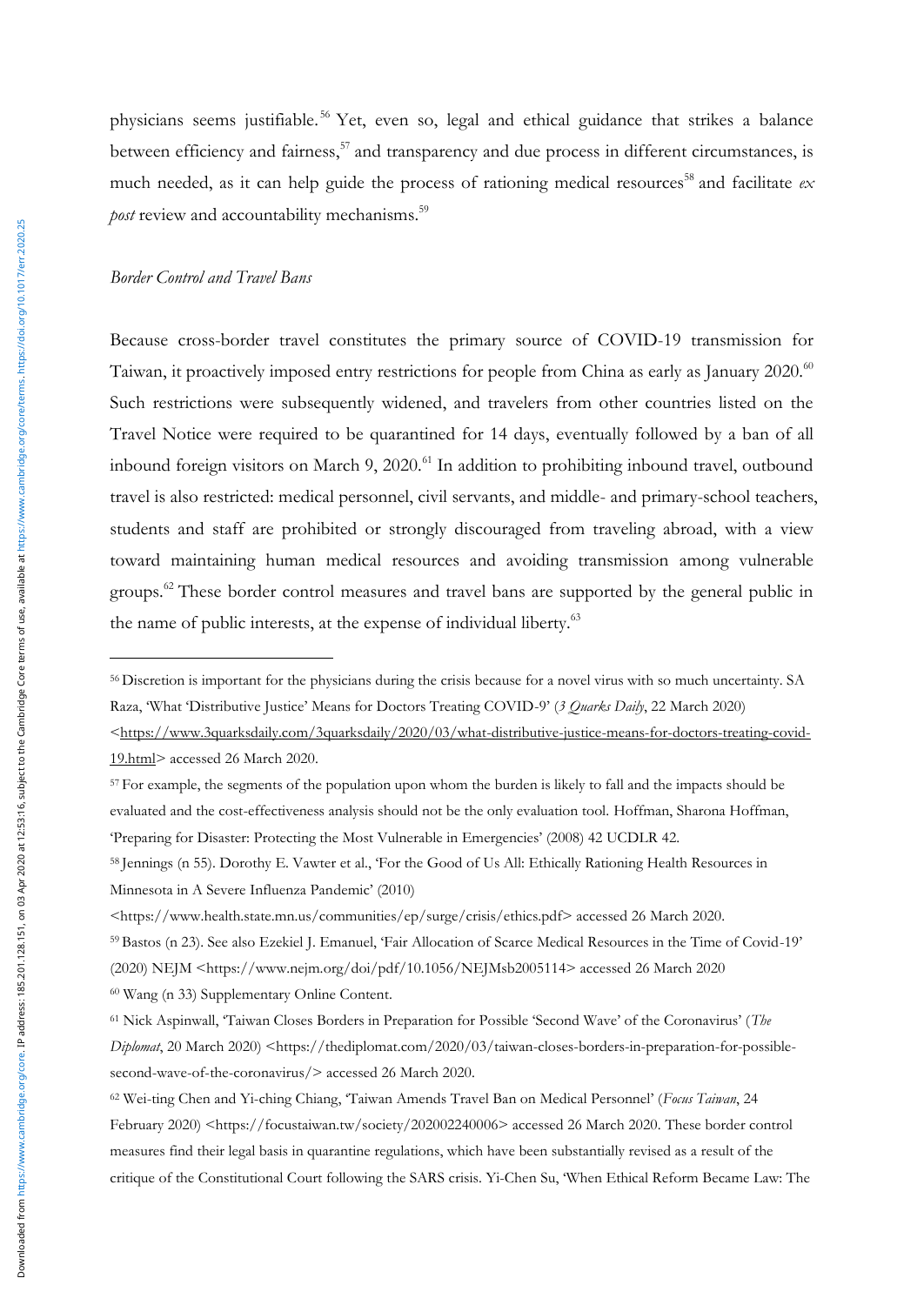physicians seems justifiable.[56] Yet, even so, legal and ethical guidance that strikes a balance between efficiency and fairness,[57] and transparency and due process in different circumstances, is much needed, as it can help guide the process of rationing medical resources[58] and facilitate *ex post* review and accountability mechanisms.[59]

*Border Control and Travel Bans*

Because cross-border travel constitutes the primary source of COVID-19 transmission for Taiwan, it proactively imposed entry restrictions for people from China as early as January 2020.[60] Such restrictions were subsequently widened, and travelers from other countries listed on the Travel Notice were required to be quarantined for 14 days, eventually followed by a ban of all inbound foreign visitors on March 9, 2020.[61] In addition to prohibiting inbound travel, outbound travel is also restricted: medical personnel, civil servants, and middle- and primary-school teachers, students and staff are prohibited or strongly discouraged from traveling abroad, with a view toward maintaining human medical resources and avoiding transmission among vulnerable groups.[62] These border control measures and travel bans are supported by the general public in the name of public interests, at the expense of individual liberty.[63]

---

[56] Discretion is important for the physicians during the crisis because for a novel virus with so much uncertainty. SA Raza, 'What 'Distributive Justice' Means for Doctors Treating COVID-9' (*3 Quarks Daily*, 22 March 2020) <https://www.3quarksdaily.com/3quarksdaily/2020/03/what-distributive-justice-means-for-doctors-treating-covid-19.html> accessed 26 March 2020.

[57] For example, the segments of the population upon whom the burden is likely to fall and the impacts should be evaluated and the cost-effectiveness analysis should not be the only evaluation tool. Hoffman, Sharona Hoffman, 'Preparing for Disaster: Protecting the Most Vulnerable in Emergencies' (2008) 42 UCDLR 42.

[58] Jennings (n 55). Dorothy E. Vawter et al., 'For the Good of Us All: Ethically Rationing Health Resources in Minnesota in A Severe Influenza Pandemic' (2010) <https://www.health.state.mn.us/communities/ep/surge/crisis/ethics.pdf> accessed 26 March 2020.

[59] Bastos (n 23). See also Ezekiel J. Emanuel, 'Fair Allocation of Scarce Medical Resources in the Time of Covid-19' (2020) NEJM <https://www.nejm.org/doi/pdf/10.1056/NEJMsb2005114> accessed 26 March 2020

[60] Wang (n 33) Supplementary Online Content.

[61] Nick Aspinwall, 'Taiwan Closes Borders in Preparation for Possible 'Second Wave' of the Coronavirus' (*The Diplomat*, 20 March 2020) <https://thediplomat.com/2020/03/taiwan-closes-borders-in-preparation-for-possible-second-wave-of-the-coronavirus/> accessed 26 March 2020.

[62] Wei-ting Chen and Yi-ching Chiang, 'Taiwan Amends Travel Ban on Medical Personnel' (*Focus Taiwan*, 24 February 2020) <https://focustaiwan.tw/society/202002240006> accessed 26 March 2020. These border control measures find their legal basis in quarantine regulations, which have been substantially revised as a result of the critique of the Constitutional Court following the SARS crisis. Yi-Chen Su, 'When Ethical Reform Became Law: The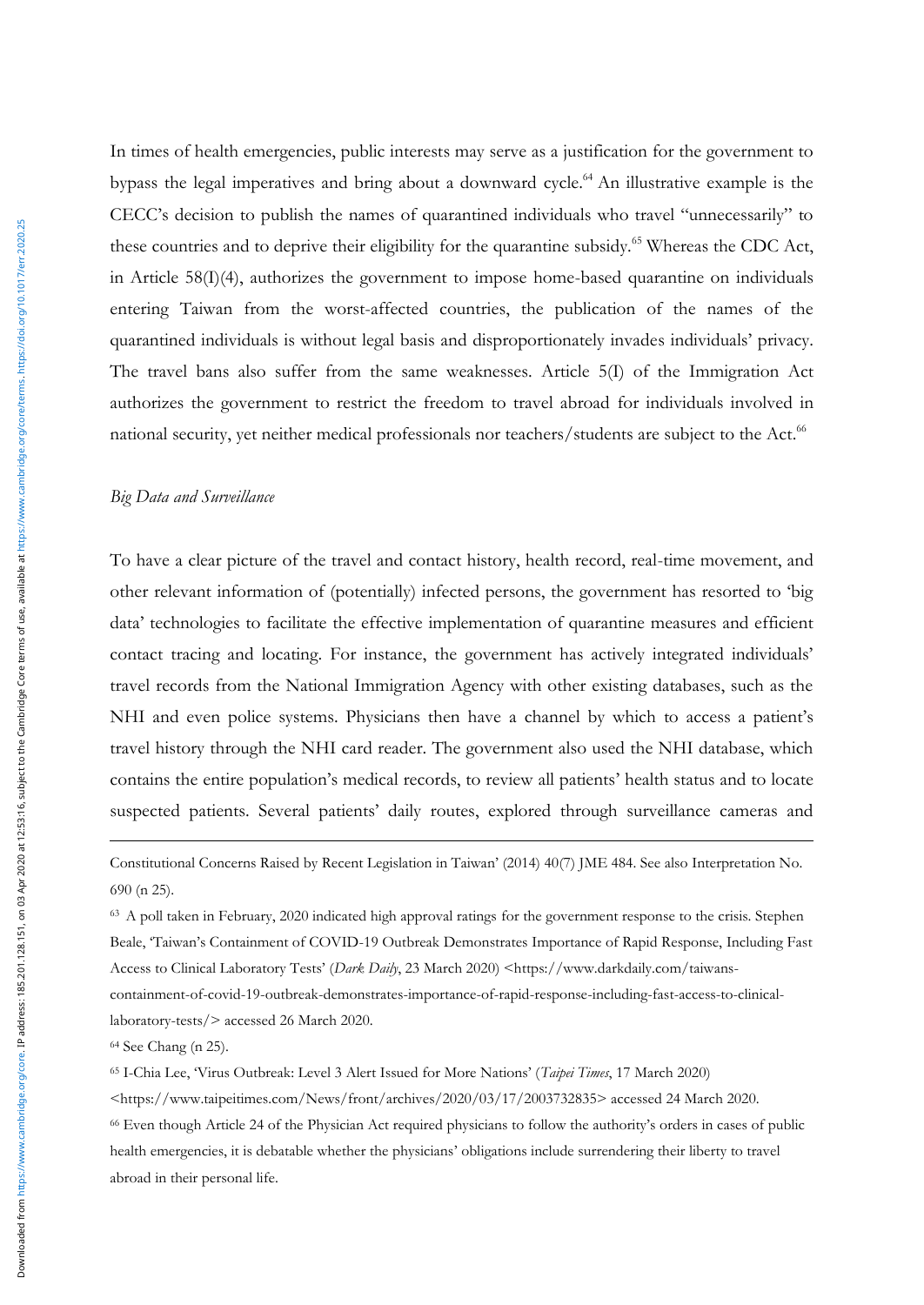In times of health emergencies, public interests may serve as a justification for the government to bypass the legal imperatives and bring about a downward cycle.[64] An illustrative example is the CECC's decision to publish the names of quarantined individuals who travel "unnecessarily" to these countries and to deprive their eligibility for the quarantine subsidy.[65] Whereas the CDC Act, in Article 58(I)(4), authorizes the government to impose home-based quarantine on individuals entering Taiwan from the worst-affected countries, the publication of the names of the quarantined individuals is without legal basis and disproportionately invades individuals' privacy. The travel bans also suffer from the same weaknesses. Article 5(I) of the Immigration Act authorizes the government to restrict the freedom to travel abroad for individuals involved in national security, yet neither medical professionals nor teachers/students are subject to the Act.[66]

*Big Data and Surveillance*

To have a clear picture of the travel and contact history, health record, real-time movement, and other relevant information of (potentially) infected persons, the government has resorted to 'big data' technologies to facilitate the effective implementation of quarantine measures and efficient contact tracing and locating. For instance, the government has actively integrated individuals' travel records from the National Immigration Agency with other existing databases, such as the NHI and even police systems. Physicians then have a channel by which to access a patient's travel history through the NHI card reader. The government also used the NHI database, which contains the entire population's medical records, to review all patients' health status and to locate suspected patients. Several patients' daily routes, explored through surveillance cameras and

---

Constitutional Concerns Raised by Recent Legislation in Taiwan' (2014) 40(7) JME 484. See also Interpretation No. 690 (n 25).

[63] A poll taken in February, 2020 indicated high approval ratings for the government response to the crisis. Stephen Beale, 'Taiwan's Containment of COVID-19 Outbreak Demonstrates Importance of Rapid Response, Including Fast Access to Clinical Laboratory Tests' (*Dark Daily*, 23 March 2020) <https://www.darkdaily.com/taiwans-containment-of-covid-19-outbreak-demonstrates-importance-of-rapid-response-including-fast-access-to-clinical-laboratory-tests/> accessed 26 March 2020.

[64] See Chang (n 25).

[65] I-Chia Lee, 'Virus Outbreak: Level 3 Alert Issued for More Nations' (*Taipei Times*, 17 March 2020) <https://www.taipeitimes.com/News/front/archives/2020/03/17/2003732835> accessed 24 March 2020.

[66] Even though Article 24 of the Physician Act required physicians to follow the authority's orders in cases of public health emergencies, it is debatable whether the physicians' obligations include surrendering their liberty to travel abroad in their personal life.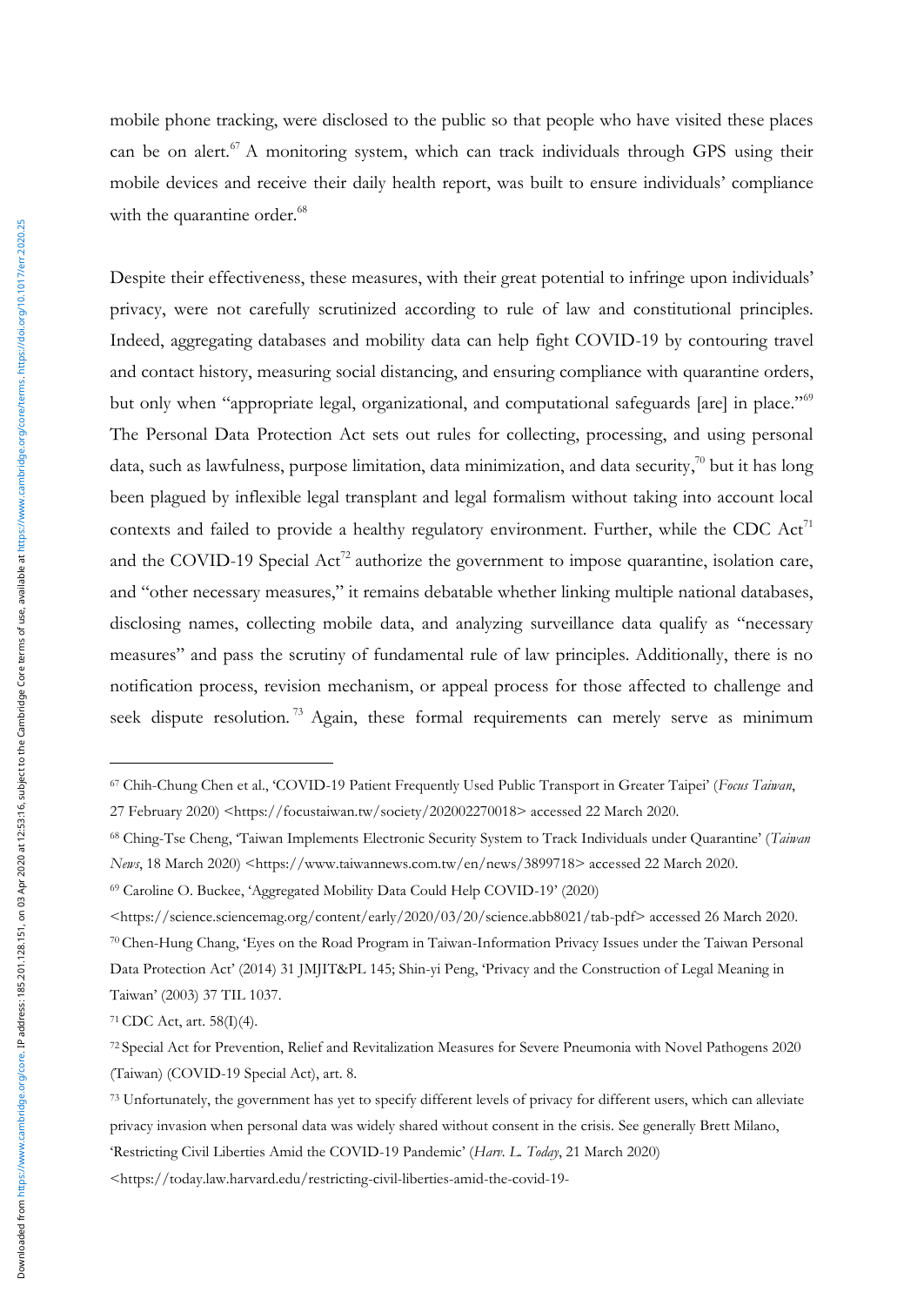mobile phone tracking, were disclosed to the public so that people who have visited these places can be on alert.[67] A monitoring system, which can track individuals through GPS using their mobile devices and receive their daily health report, was built to ensure individuals' compliance with the quarantine order.[68]

Despite their effectiveness, these measures, with their great potential to infringe upon individuals' privacy, were not carefully scrutinized according to rule of law and constitutional principles. Indeed, aggregating databases and mobility data can help fight COVID-19 by contouring travel and contact history, measuring social distancing, and ensuring compliance with quarantine orders, but only when "appropriate legal, organizational, and computational safeguards [are] in place."[69] The Personal Data Protection Act sets out rules for collecting, processing, and using personal data, such as lawfulness, purpose limitation, data minimization, and data security,[70] but it has long been plagued by inflexible legal transplant and legal formalism without taking into account local contexts and failed to provide a healthy regulatory environment. Further, while the CDC Act[71] and the COVID-19 Special Act[72] authorize the government to impose quarantine, isolation care, and "other necessary measures," it remains debatable whether linking multiple national databases, disclosing names, collecting mobile data, and analyzing surveillance data qualify as "necessary measures" and pass the scrutiny of fundamental rule of law principles. Additionally, there is no notification process, revision mechanism, or appeal process for those affected to challenge and seek dispute resolution.[73] Again, these formal requirements can merely serve as minimum

---

[67] Chih-Chung Chen et al., 'COVID-19 Patient Frequently Used Public Transport in Greater Taipei' (*Focus Taiwan*, 27 February 2020) <https://focustaiwan.tw/society/202002270018> accessed 22 March 2020.

[68] Ching-Tse Cheng, 'Taiwan Implements Electronic Security System to Track Individuals under Quarantine' (*Taiwan News*, 18 March 2020) <https://www.taiwannews.com.tw/en/news/3899718> accessed 22 March 2020.

[69] Caroline O. Buckee, 'Aggregated Mobility Data Could Help COVID-19' (2020) <https://science.sciencemag.org/content/early/2020/03/20/science.abb8021/tab-pdf> accessed 26 March 2020.

[70] Chen-Hung Chang, 'Eyes on the Road Program in Taiwan-Information Privacy Issues under the Taiwan Personal Data Protection Act' (2014) 31 JMJIT&PL 145; Shin-yi Peng, 'Privacy and the Construction of Legal Meaning in Taiwan' (2003) 37 TIL 1037.

[71] CDC Act, art. 58(I)(4).

[72] Special Act for Prevention, Relief and Revitalization Measures for Severe Pneumonia with Novel Pathogens 2020 (Taiwan) (COVID-19 Special Act), art. 8.

[73] Unfortunately, the government has yet to specify different levels of privacy for different users, which can alleviate privacy invasion when personal data was widely shared without consent in the crisis. See generally Brett Milano, 'Restricting Civil Liberties Amid the COVID-19 Pandemic' (*Harv. L. Today*, 21 March 2020) <https://today.law.harvard.edu/restricting-civil-liberties-amid-the-covid-19-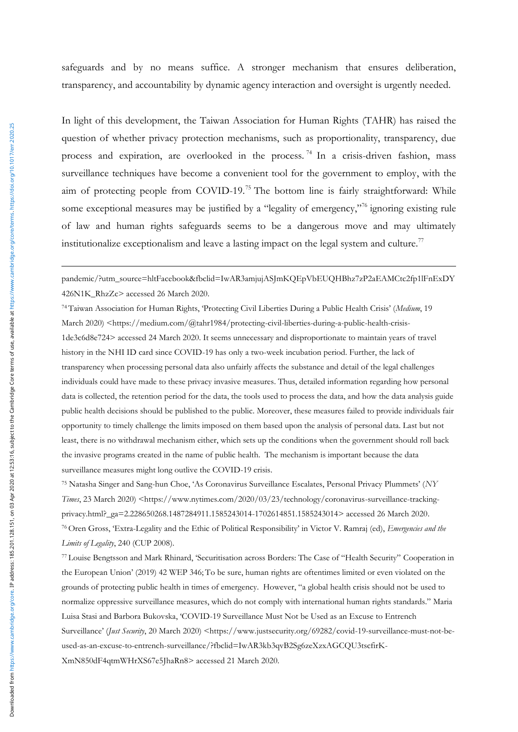safeguards and by no means suffice. A stronger mechanism that ensures deliberation, transparency, and accountability by dynamic agency interaction and oversight is urgently needed.

In light of this development, the Taiwan Association for Human Rights (TAHR) has raised the question of whether privacy protection mechanisms, such as proportionality, transparency, due process and expiration, are overlooked in the process.[74] In a crisis-driven fashion, mass surveillance techniques have become a convenient tool for the government to employ, with the aim of protecting people from COVID-19.[75] The bottom line is fairly straightforward: While some exceptional measures may be justified by a "legality of emergency,"[76] ignoring existing rule of law and human rights safeguards seems to be a dangerous move and may ultimately institutionalize exceptionalism and leave a lasting impact on the legal system and culture.[77]

---

pandemic/?utm_source=hltFacebook&fbclid=IwAR3amjujASJmKQEpVbEUQHBhz7zP2aEAMCtc2fp1lFnExDY426N1K_RhzZc> accessed 26 March 2020.

[74] Taiwan Association for Human Rights, 'Protecting Civil Liberties During a Public Health Crisis' (*Medium*, 19 March 2020) <https://medium.com/@tahr1984/protecting-civil-liberties-during-a-public-health-crisis-1de3c6d8e724> accessed 24 March 2020. It seems unnecessary and disproportionate to maintain years of travel history in the NHI ID card since COVID-19 has only a two-week incubation period. Further, the lack of transparency when processing personal data also unfairly affects the substance and detail of the legal challenges individuals could have made to these privacy invasive measures. Thus, detailed information regarding how personal data is collected, the retention period for the data, the tools used to process the data, and how the data analysis guide public health decisions should be published to the public. Moreover, these measures failed to provide individuals fair opportunity to timely challenge the limits imposed on them based upon the analysis of personal data. Last but not least, there is no withdrawal mechanism either, which sets up the conditions when the government should roll back the invasive programs created in the name of public health. The mechanism is important because the data surveillance measures might long outlive the COVID-19 crisis.

[75] Natasha Singer and Sang-hun Choe, 'As Coronavirus Surveillance Escalates, Personal Privacy Plummets' (*NY Times*, 23 March 2020) <https://www.nytimes.com/2020/03/23/technology/coronavirus-surveillance-tracking-privacy.html?_ga=2.228650268.1487284911.1585243014-1702614851.1585243014> accessed 26 March 2020.

[76] Oren Gross, 'Extra-Legality and the Ethic of Political Responsibility' in Victor V. Ramraj (ed), *Emergencies and the Limits of Legality*, 240 (CUP 2008).

[77] Louise Bengtsson and Mark Rhinard, 'Securitisation across Borders: The Case of "Health Security" Cooperation in the European Union' (2019) 42 WEP 346; To be sure, human rights are oftentimes limited or even violated on the grounds of protecting public health in times of emergency. However, "a global health crisis should not be used to normalize oppressive surveillance measures, which do not comply with international human rights standards." Maria Luisa Stasi and Barbora Bukovska, 'COVID-19 Surveillance Must Not be Used as an Excuse to Entrench Surveillance' (*Just Security*, 20 March 2020) <https://www.justsecurity.org/69282/covid-19-surveillance-must-not-be-used-as-an-excuse-to-entrench-surveillance/?fbclid=IwAR3kb3qvB2Sg6zeXzxAGCQU3tscfirK-XmN850dF4qtmWHrXS67e5JhaRn8> accessed 21 March 2020.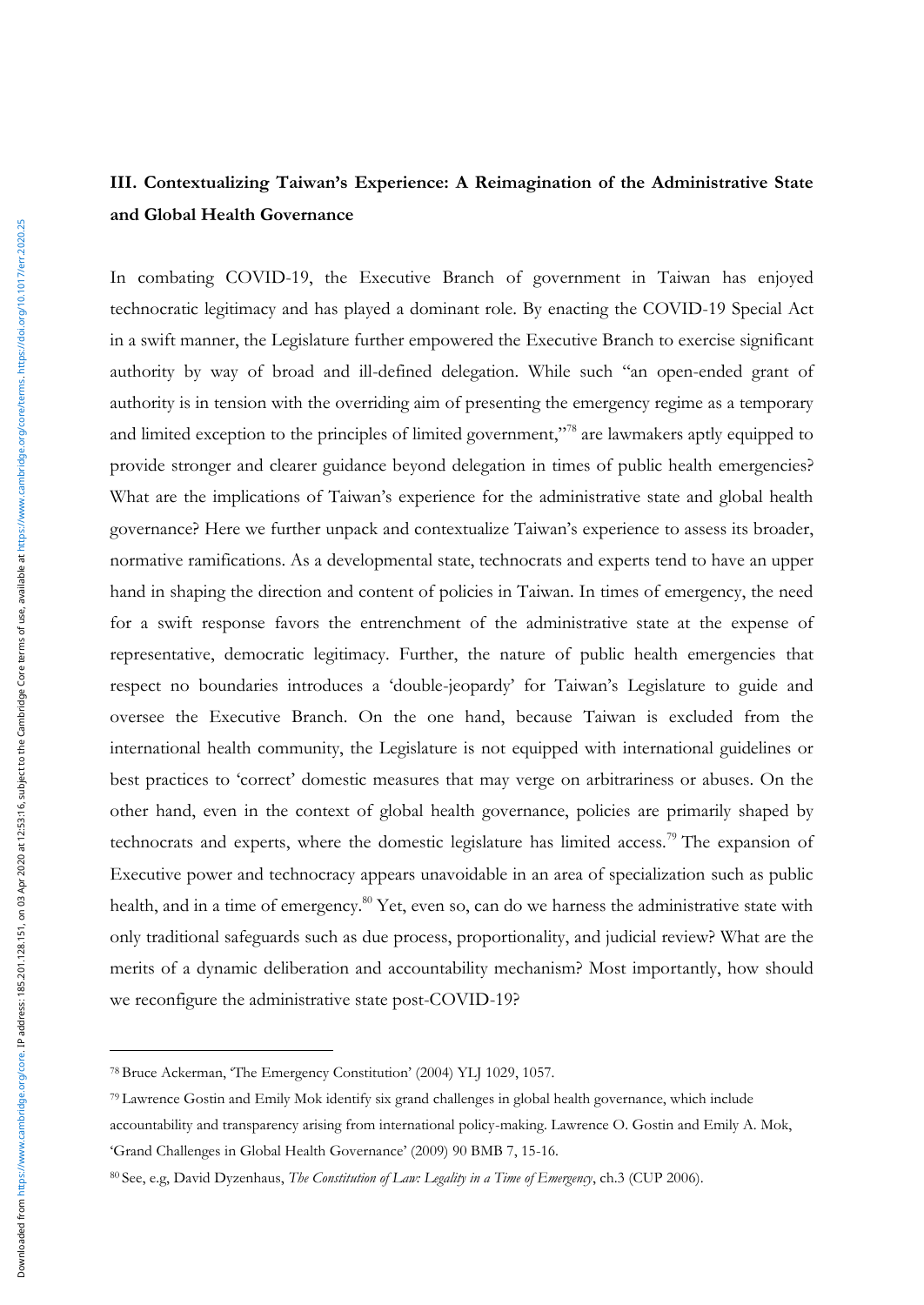## III. Contextualizing Taiwan's Experience: A Reimagination of the Administrative State and Global Health Governance

In combating COVID-19, the Executive Branch of government in Taiwan has enjoyed technocratic legitimacy and has played a dominant role. By enacting the COVID-19 Special Act in a swift manner, the Legislature further empowered the Executive Branch to exercise significant authority by way of broad and ill-defined delegation. While such "an open-ended grant of authority is in tension with the overriding aim of presenting the emergency regime as a temporary and limited exception to the principles of limited government,"[78] are lawmakers aptly equipped to provide stronger and clearer guidance beyond delegation in times of public health emergencies? What are the implications of Taiwan's experience for the administrative state and global health governance? Here we further unpack and contextualize Taiwan's experience to assess its broader, normative ramifications. As a developmental state, technocrats and experts tend to have an upper hand in shaping the direction and content of policies in Taiwan. In times of emergency, the need for a swift response favors the entrenchment of the administrative state at the expense of representative, democratic legitimacy. Further, the nature of public health emergencies that respect no boundaries introduces a 'double-jeopardy' for Taiwan's Legislature to guide and oversee the Executive Branch. On the one hand, because Taiwan is excluded from the international health community, the Legislature is not equipped with international guidelines or best practices to 'correct' domestic measures that may verge on arbitrariness or abuses. On the other hand, even in the context of global health governance, policies are primarily shaped by technocrats and experts, where the domestic legislature has limited access.[79] The expansion of Executive power and technocracy appears unavoidable in an area of specialization such as public health, and in a time of emergency.[80] Yet, even so, can do we harness the administrative state with only traditional safeguards such as due process, proportionality, and judicial review? What are the merits of a dynamic deliberation and accountability mechanism? Most importantly, how should we reconfigure the administrative state post-COVID-19?

---

[78] Bruce Ackerman, 'The Emergency Constitution' (2004) YLJ 1029, 1057.

[79] Lawrence Gostin and Emily Mok identify six grand challenges in global health governance, which include accountability and transparency arising from international policy-making. Lawrence O. Gostin and Emily A. Mok, 'Grand Challenges in Global Health Governance' (2009) 90 BMB 7, 15-16.

[80] See, e.g, David Dyzenhaus, *The Constitution of Law: Legality in a Time of Emergency*, ch.3 (CUP 2006).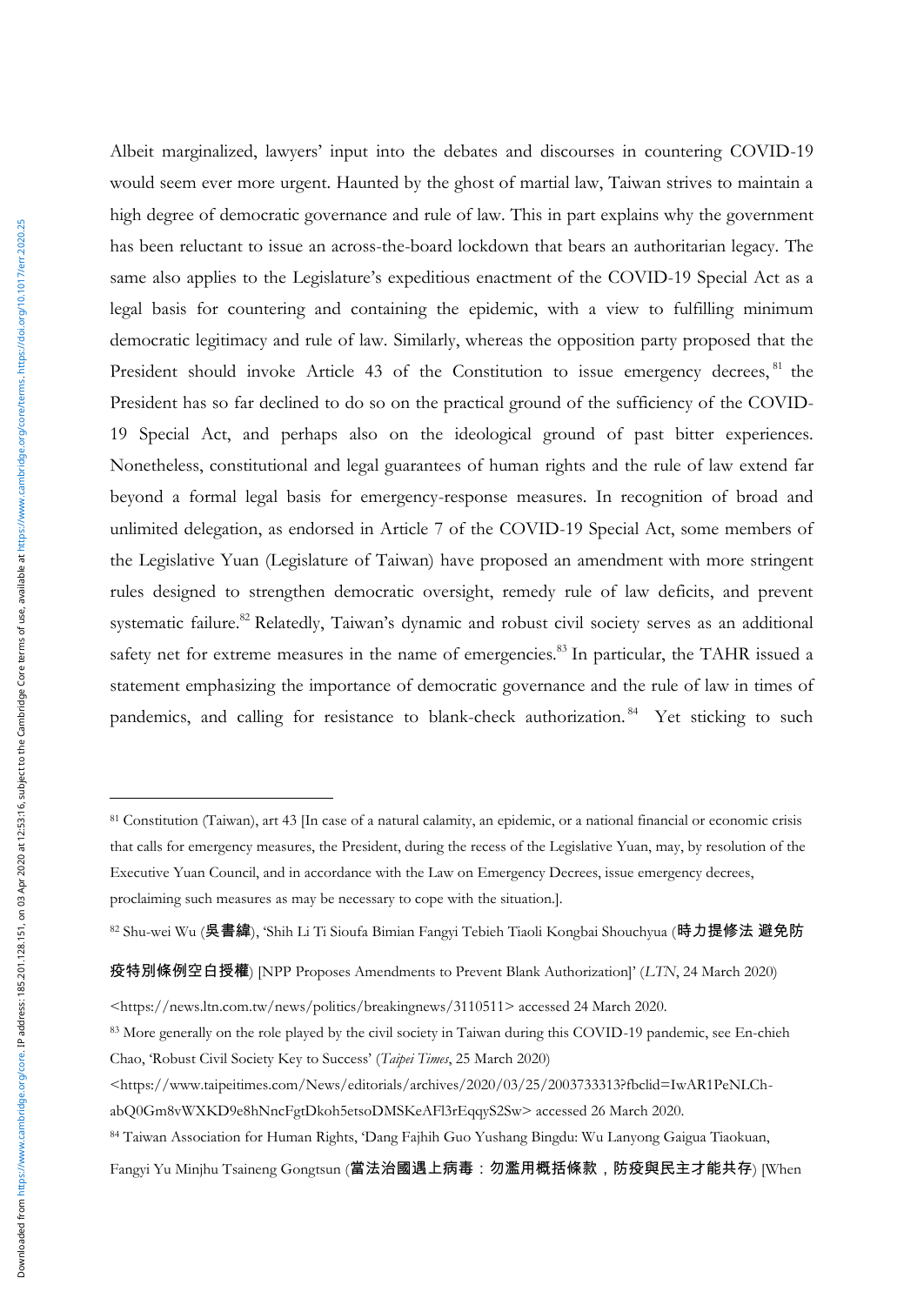Albeit marginalized, lawyers' input into the debates and discourses in countering COVID-19 would seem ever more urgent. Haunted by the ghost of martial law, Taiwan strives to maintain a high degree of democratic governance and rule of law. This in part explains why the government has been reluctant to issue an across-the-board lockdown that bears an authoritarian legacy. The same also applies to the Legislature's expeditious enactment of the COVID-19 Special Act as a legal basis for countering and containing the epidemic, with a view to fulfilling minimum democratic legitimacy and rule of law. Similarly, whereas the opposition party proposed that the President should invoke Article 43 of the Constitution to issue emergency decrees,[81] the President has so far declined to do so on the practical ground of the sufficiency of the COVID-19 Special Act, and perhaps also on the ideological ground of past bitter experiences. Nonetheless, constitutional and legal guarantees of human rights and the rule of law extend far beyond a formal legal basis for emergency-response measures. In recognition of broad and unlimited delegation, as endorsed in Article 7 of the COVID-19 Special Act, some members of the Legislative Yuan (Legislature of Taiwan) have proposed an amendment with more stringent rules designed to strengthen democratic oversight, remedy rule of law deficits, and prevent systematic failure.[82] Relatedly, Taiwan's dynamic and robust civil society serves as an additional safety net for extreme measures in the name of emergencies.[83] In particular, the TAHR issued a statement emphasizing the importance of democratic governance and the rule of law in times of pandemics, and calling for resistance to blank-check authorization.[84] Yet sticking to such

---

[81] Constitution (Taiwan), art 43 [In case of a natural calamity, an epidemic, or a national financial or economic crisis that calls for emergency measures, the President, during the recess of the Legislative Yuan, may, by resolution of the Executive Yuan Council, and in accordance with the Law on Emergency Decrees, issue emergency decrees, proclaiming such measures as may be necessary to cope with the situation.].

[82] Shu-wei Wu (吳書緯), 'Shih Li Ti Sioufa Bimian Fangyi Tebieh Tiaoli Kongbai Shouchyua (時力提修法 避免防疫特別條例空白授權) [NPP Proposes Amendments to Prevent Blank Authorization]' (*LTN*, 24 March 2020) <https://news.ltn.com.tw/news/politics/breakingnews/3110511> accessed 24 March 2020.

[83] More generally on the role played by the civil society in Taiwan during this COVID-19 pandemic, see En-chieh Chao, 'Robust Civil Society Key to Success' (*Taipei Times*, 25 March 2020) <https://www.taipeitimes.com/News/editorials/archives/2020/03/25/2003733313?fbclid=IwAR1PeNLCh-abQ0Gm8vWXKD9e8hNncFgtDkoh5etsoDMSKeAFl3rEqqyS2Sw> accessed 26 March 2020.

[84] Taiwan Association for Human Rights, 'Dang Fajhih Guo Yushang Bingdu: Wu Lanyong Gaigua Tiaokuan, Fangyi Yu Minjhu Tsaineng Gongtsun (當法治國遇上病毒：勿濫用概括條款，防疫與民主才能共存) [When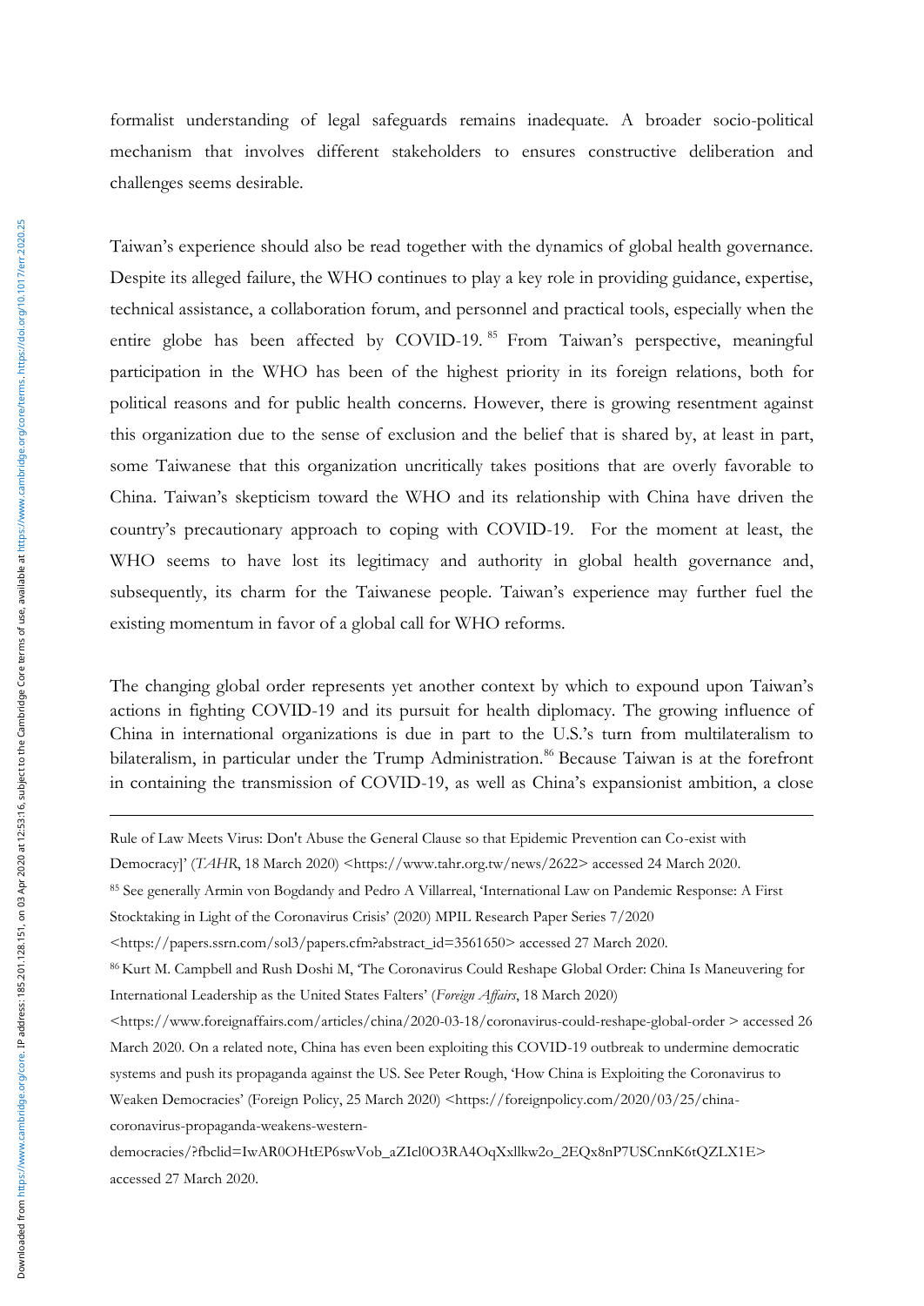formalist understanding of legal safeguards remains inadequate. A broader socio-political mechanism that involves different stakeholders to ensures constructive deliberation and challenges seems desirable.

Taiwan's experience should also be read together with the dynamics of global health governance. Despite its alleged failure, the WHO continues to play a key role in providing guidance, expertise, technical assistance, a collaboration forum, and personnel and practical tools, especially when the entire globe has been affected by COVID-19.[85] From Taiwan's perspective, meaningful participation in the WHO has been of the highest priority in its foreign relations, both for political reasons and for public health concerns. However, there is growing resentment against this organization due to the sense of exclusion and the belief that is shared by, at least in part, some Taiwanese that this organization uncritically takes positions that are overly favorable to China. Taiwan's skepticism toward the WHO and its relationship with China have driven the country's precautionary approach to coping with COVID-19. For the moment at least, the WHO seems to have lost its legitimacy and authority in global health governance and, subsequently, its charm for the Taiwanese people. Taiwan's experience may further fuel the existing momentum in favor of a global call for WHO reforms.

The changing global order represents yet another context by which to expound upon Taiwan's actions in fighting COVID-19 and its pursuit for health diplomacy. The growing influence of China in international organizations is due in part to the U.S.'s turn from multilateralism to bilateralism, in particular under the Trump Administration.[86] Because Taiwan is at the forefront in containing the transmission of COVID-19, as well as China's expansionist ambition, a close

---

Rule of Law Meets Virus: Don't Abuse the General Clause so that Epidemic Prevention can Co-exist with Democracy]' (*TAHR*, 18 March 2020) <https://www.tahr.org.tw/news/2622> accessed 24 March 2020.

[85] See generally Armin von Bogdandy and Pedro A Villarreal, 'International Law on Pandemic Response: A First Stocktaking in Light of the Coronavirus Crisis' (2020) MPIL Research Paper Series 7/2020 <https://papers.ssrn.com/sol3/papers.cfm?abstract_id=3561650> accessed 27 March 2020.

[86] Kurt M. Campbell and Rush Doshi M, 'The Coronavirus Could Reshape Global Order: China Is Maneuvering for International Leadership as the United States Falters' (*Foreign Affairs*, 18 March 2020) <https://www.foreignaffairs.com/articles/china/2020-03-18/coronavirus-could-reshape-global-order > accessed 26 March 2020. On a related note, China has even been exploiting this COVID-19 outbreak to undermine democratic systems and push its propaganda against the US. See Peter Rough, 'How China is Exploiting the Coronavirus to Weaken Democracies' (Foreign Policy, 25 March 2020) <https://foreignpolicy.com/2020/03/25/china-coronavirus-propaganda-weakens-western-democracies/?fbclid=IwAR0OHtEP6swVob_aZIcl0O3RA4OqXxllkw2o_2EQx8nP7USCnnK6tQZLX1E> accessed 27 March 2020.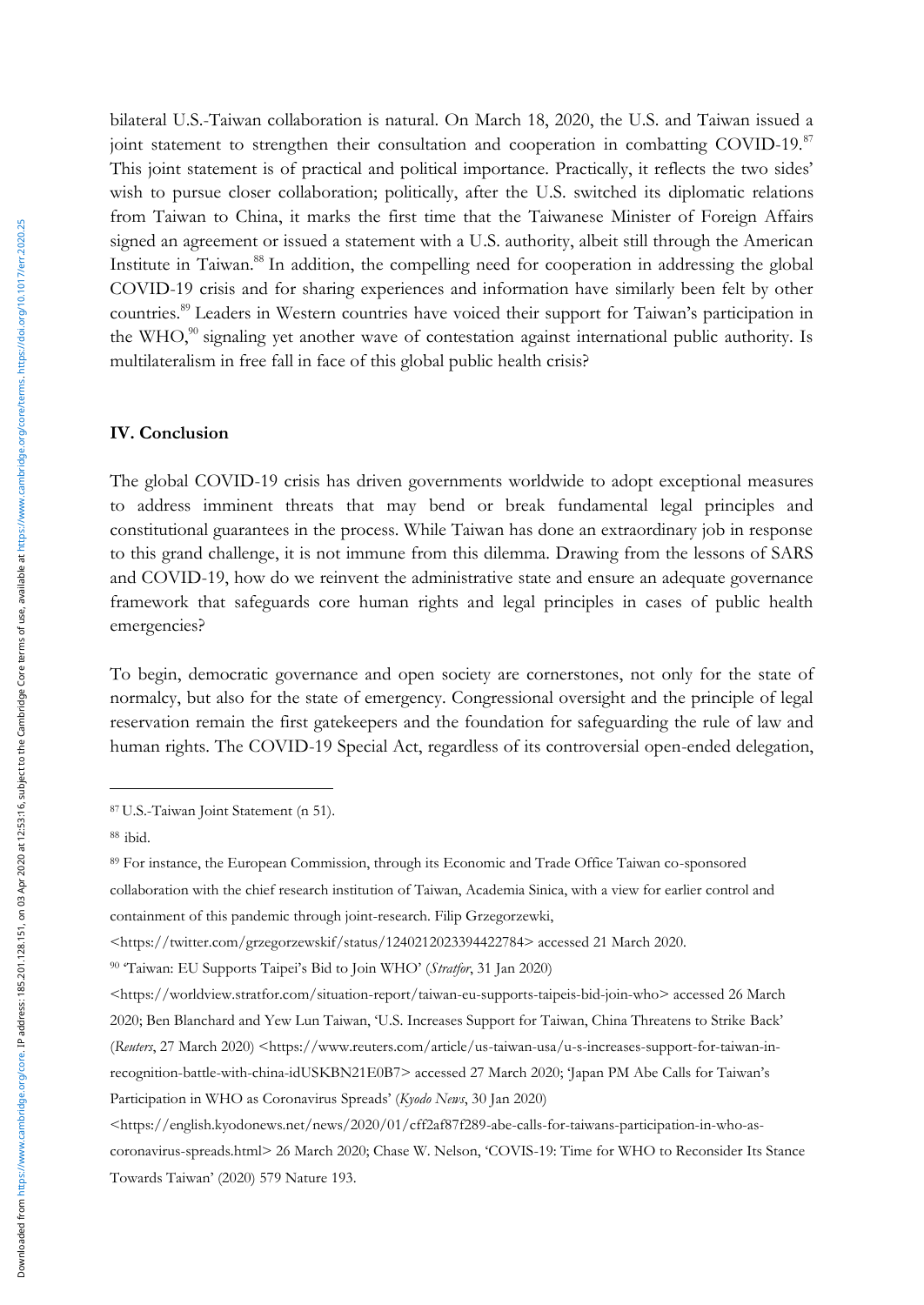bilateral U.S.-Taiwan collaboration is natural. On March 18, 2020, the U.S. and Taiwan issued a joint statement to strengthen their consultation and cooperation in combatting COVID-19.[87] This joint statement is of practical and political importance. Practically, it reflects the two sides' wish to pursue closer collaboration; politically, after the U.S. switched its diplomatic relations from Taiwan to China, it marks the first time that the Taiwanese Minister of Foreign Affairs signed an agreement or issued a statement with a U.S. authority, albeit still through the American Institute in Taiwan.[88] In addition, the compelling need for cooperation in addressing the global COVID-19 crisis and for sharing experiences and information have similarly been felt by other countries.[89] Leaders in Western countries have voiced their support for Taiwan's participation in the WHO,[90] signaling yet another wave of contestation against international public authority. Is multilateralism in free fall in face of this global public health crisis?

## IV. Conclusion

The global COVID-19 crisis has driven governments worldwide to adopt exceptional measures to address imminent threats that may bend or break fundamental legal principles and constitutional guarantees in the process. While Taiwan has done an extraordinary job in response to this grand challenge, it is not immune from this dilemma. Drawing from the lessons of SARS and COVID-19, how do we reinvent the administrative state and ensure an adequate governance framework that safeguards core human rights and legal principles in cases of public health emergencies?

To begin, democratic governance and open society are cornerstones, not only for the state of normalcy, but also for the state of emergency. Congressional oversight and the principle of legal reservation remain the first gatekeepers and the foundation for safeguarding the rule of law and human rights. The COVID-19 Special Act, regardless of its controversial open-ended delegation,

---

[87] U.S.-Taiwan Joint Statement (n 51).

[88] ibid.

[89] For instance, the European Commission, through its Economic and Trade Office Taiwan co-sponsored collaboration with the chief research institution of Taiwan, Academia Sinica, with a view for earlier control and containment of this pandemic through joint-research. Filip Grzegorzewki, <https://twitter.com/grzegorzewskif/status/1240212023394422784> accessed 21 March 2020.

[90] 'Taiwan: EU Supports Taipei's Bid to Join WHO' (*Stratfor*, 31 Jan 2020) <https://worldview.stratfor.com/situation-report/taiwan-eu-supports-taipeis-bid-join-who> accessed 26 March 2020; Ben Blanchard and Yew Lun Taiwan, 'U.S. Increases Support for Taiwan, China Threatens to Strike Back' (*Reuters*, 27 March 2020) <https://www.reuters.com/article/us-taiwan-usa/u-s-increases-support-for-taiwan-in-recognition-battle-with-china-idUSKBN21E0B7> accessed 27 March 2020; 'Japan PM Abe Calls for Taiwan's Participation in WHO as Coronavirus Spreads' (*Kyodo News*, 30 Jan 2020) <https://english.kyodonews.net/news/2020/01/cff2af87f289-abe-calls-for-taiwans-participation-in-who-as-coronavirus-spreads.html> 26 March 2020; Chase W. Nelson, 'COVIS-19: Time for WHO to Reconsider Its Stance Towards Taiwan' (2020) 579 Nature 193.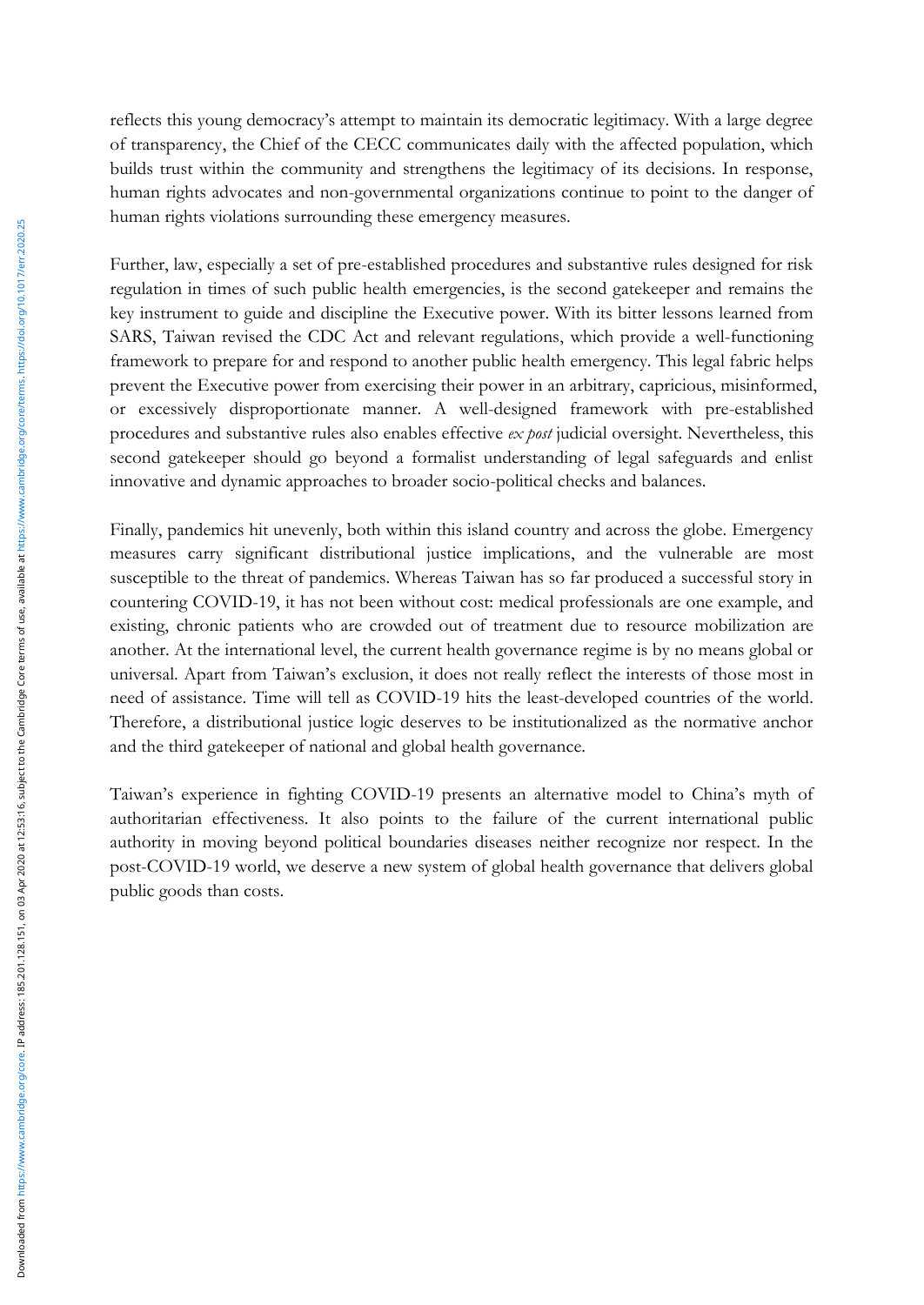reflects this young democracy's attempt to maintain its democratic legitimacy. With a large degree of transparency, the Chief of the CECC communicates daily with the affected population, which builds trust within the community and strengthens the legitimacy of its decisions. In response, human rights advocates and non-governmental organizations continue to point to the danger of human rights violations surrounding these emergency measures.

Further, law, especially a set of pre-established procedures and substantive rules designed for risk regulation in times of such public health emergencies, is the second gatekeeper and remains the key instrument to guide and discipline the Executive power. With its bitter lessons learned from SARS, Taiwan revised the CDC Act and relevant regulations, which provide a well-functioning framework to prepare for and respond to another public health emergency. This legal fabric helps prevent the Executive power from exercising their power in an arbitrary, capricious, misinformed, or excessively disproportionate manner. A well-designed framework with pre-established procedures and substantive rules also enables effective *ex post* judicial oversight. Nevertheless, this second gatekeeper should go beyond a formalist understanding of legal safeguards and enlist innovative and dynamic approaches to broader socio-political checks and balances.

Finally, pandemics hit unevenly, both within this island country and across the globe. Emergency measures carry significant distributional justice implications, and the vulnerable are most susceptible to the threat of pandemics. Whereas Taiwan has so far produced a successful story in countering COVID-19, it has not been without cost: medical professionals are one example, and existing, chronic patients who are crowded out of treatment due to resource mobilization are another. At the international level, the current health governance regime is by no means global or universal. Apart from Taiwan's exclusion, it does not really reflect the interests of those most in need of assistance. Time will tell as COVID-19 hits the least-developed countries of the world. Therefore, a distributional justice logic deserves to be institutionalized as the normative anchor and the third gatekeeper of national and global health governance.

Taiwan's experience in fighting COVID-19 presents an alternative model to China's myth of authoritarian effectiveness. It also points to the failure of the current international public authority in moving beyond political boundaries diseases neither recognize nor respect. In the post-COVID-19 world, we deserve a new system of global health governance that delivers global public goods than costs.